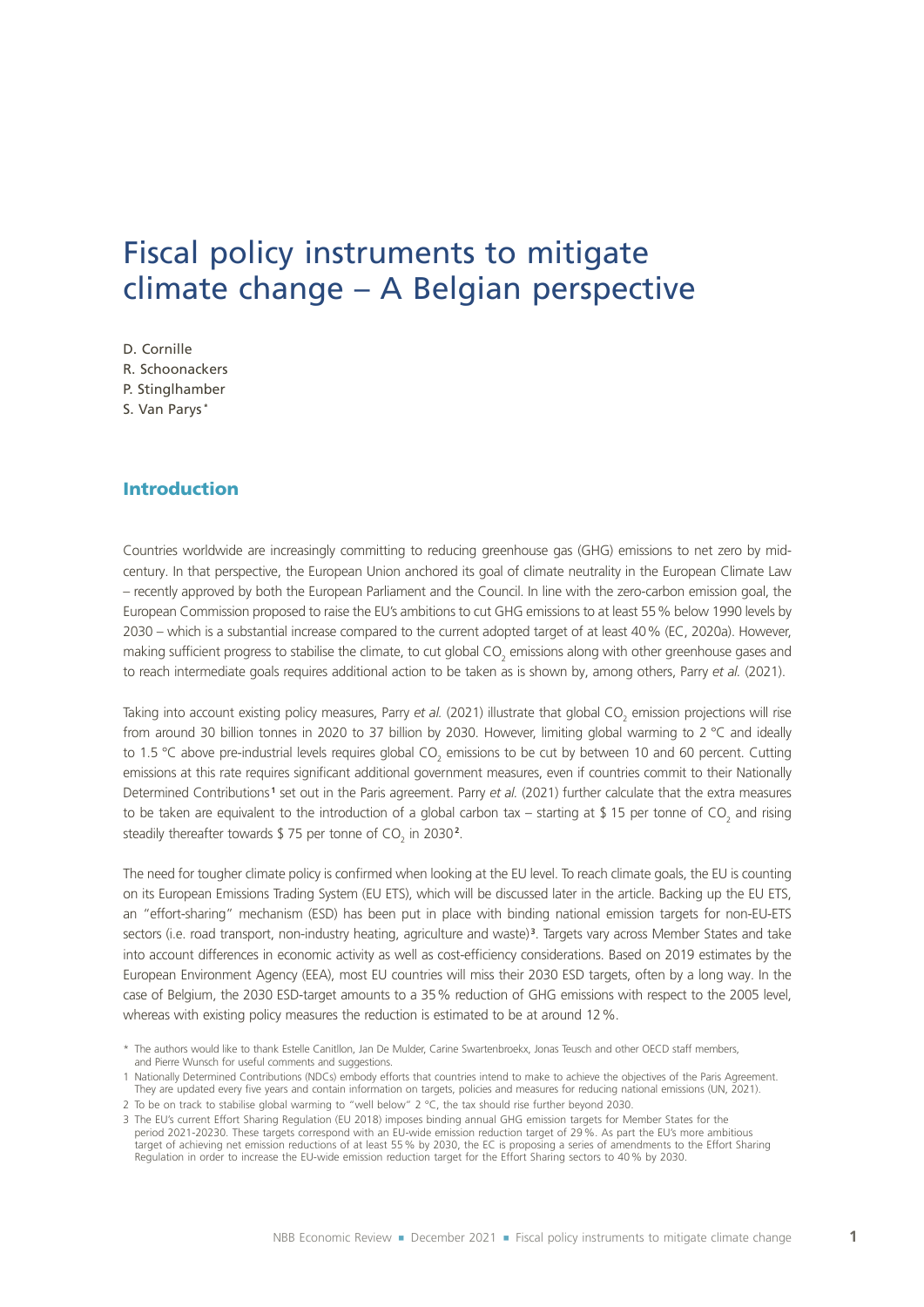# Fiscal policy instruments to mitigate climate change – A Belgian perspective

D. Cornille
R. Schoonackers
P. Stinglhamber
S. Van Parys [*]

## Introduction

Countries worldwide are increasingly committing to reducing greenhouse gas (GHG) emissions to net zero by mid-century. In that perspective, the European Union anchored its goal of climate neutrality in the European Climate Law – recently approved by both the European Parliament and the Council. In line with the zero-carbon emission goal, the European Commission proposed to raise the EU's ambitions to cut GHG emissions to at least 55 % below 1990 levels by 2030 – which is a substantial increase compared to the current adopted target of at least 40 % (EC, 2020a). However, making sufficient progress to stabilise the climate, to cut global $CO_2$ emissions along with other greenhouse gases and to reach intermediate goals requires additional action to be taken as is shown by, among others, Parry *et al.* (2021).

Taking into account existing policy measures, Parry *et al.* (2021) illustrate that global $CO_2$ emission projections will rise from around 30 billion tonnes in 2020 to 37 billion by 2030. However, limiting global warming to 2 °C and ideally to 1.5 °C above pre-industrial levels requires global $CO_2$ emissions to be cut by between 10 and 60 percent. Cutting emissions at this rate requires significant additional government measures, even if countries commit to their Nationally Determined Contributions [1] set out in the Paris agreement. Parry *et al.* (2021) further calculate that the extra measures to be taken are equivalent to the introduction of a global carbon tax – starting at $ 15 per tonne of $CO_2$ and rising steadily thereafter towards $ 75 per tonne of $CO_2$ in 2030 [2].

The need for tougher climate policy is confirmed when looking at the EU level. To reach climate goals, the EU is counting on its European Emissions Trading System (EU ETS), which will be discussed later in the article. Backing up the EU ETS, an "effort-sharing" mechanism (ESD) has been put in place with binding national emission targets for non-EU-ETS sectors (i.e. road transport, non-industry heating, agriculture and waste) [3]. Targets vary across Member States and take into account differences in economic activity as well as cost-efficiency considerations. Based on 2019 estimates by the European Environment Agency (EEA), most EU countries will miss their 2030 ESD targets, often by a long way. In the case of Belgium, the 2030 ESD-target amounts to a 35 % reduction of GHG emissions with respect to the 2005 level, whereas with existing policy measures the reduction is estimated to be at around 12 %.

\* The authors would like to thank Estelle Canitllon, Jan De Mulder, Carine Swartenbroekx, Jonas Teusch and other OECD staff members, and Pierre Wunsch for useful comments and suggestions.

1 Nationally Determined Contributions (NDCs) embody efforts that countries intend to make to achieve the objectives of the Paris Agreement. They are updated every five years and contain information on targets, policies and measures for reducing national emissions (UN, 2021).

2 To be on track to stabilise global warming to "well below" 2 °C, the tax should rise further beyond 2030.

3 The EU's current Effort Sharing Regulation (EU 2018) imposes binding annual GHG emission targets for Member States for the period 2021-20230. These targets correspond with an EU-wide emission reduction target of 29 %. As part the EU's more ambitious target of achieving net emission reductions of at least 55 % by 2030, the EC is proposing a series of amendments to the Effort Sharing Regulation in order to increase the EU-wide emission reduction target for the Effort Sharing sectors to 40 % by 2030.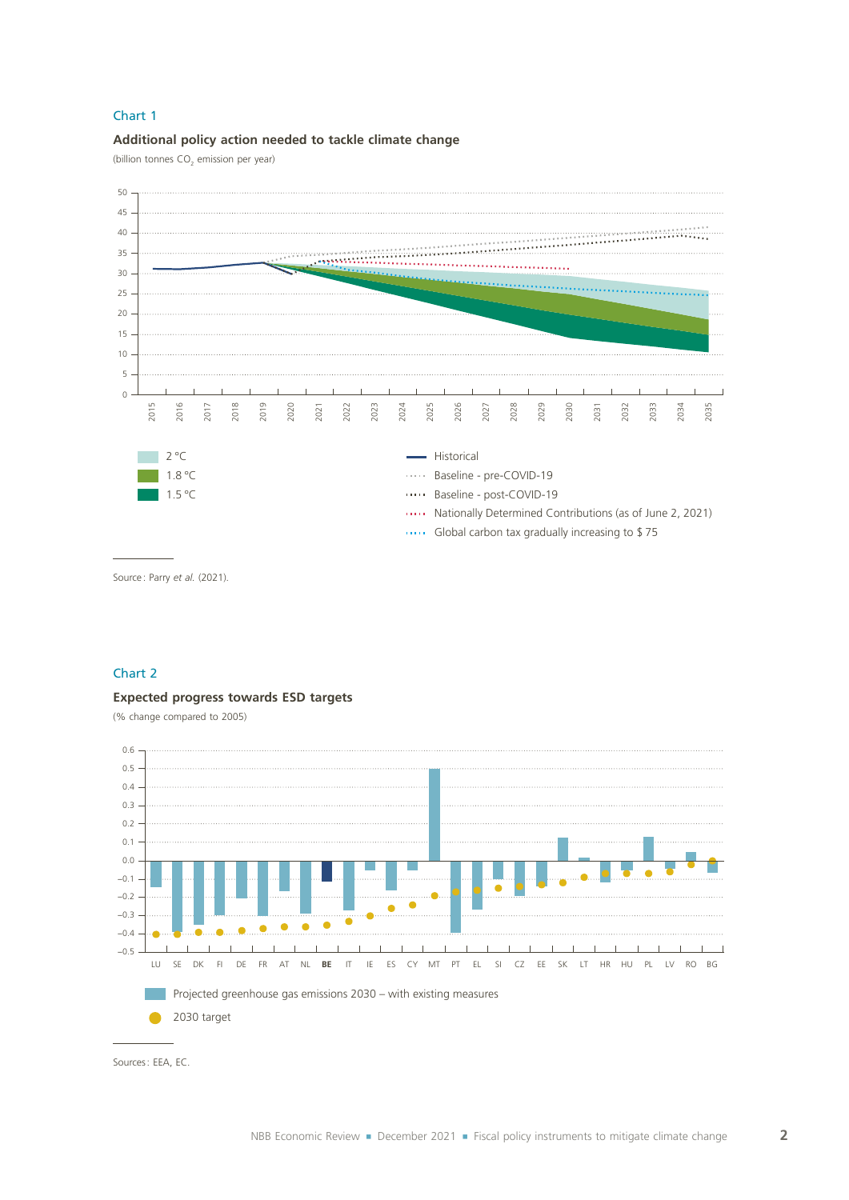Chart 1

**Additional policy action needed to tackle climate change**

(billion tonnes $CO_2$ emission per year)

- 2 °C
- 1.8 °C
- 1.5 °C
- Historical
- Baseline - pre-COVID-19
- Baseline - post-COVID-19
- Nationally Determined Contributions (as of June 2, 2021)
- Global carbon tax gradually increasing to $ 75

Source: Parry *et al.* (2021).

Chart 2

**Expected progress towards ESD targets**

(% change compared to 2005)

- Projected greenhouse gas emissions 2030 – with existing measures
- 2030 target

Sources: EEA, EC.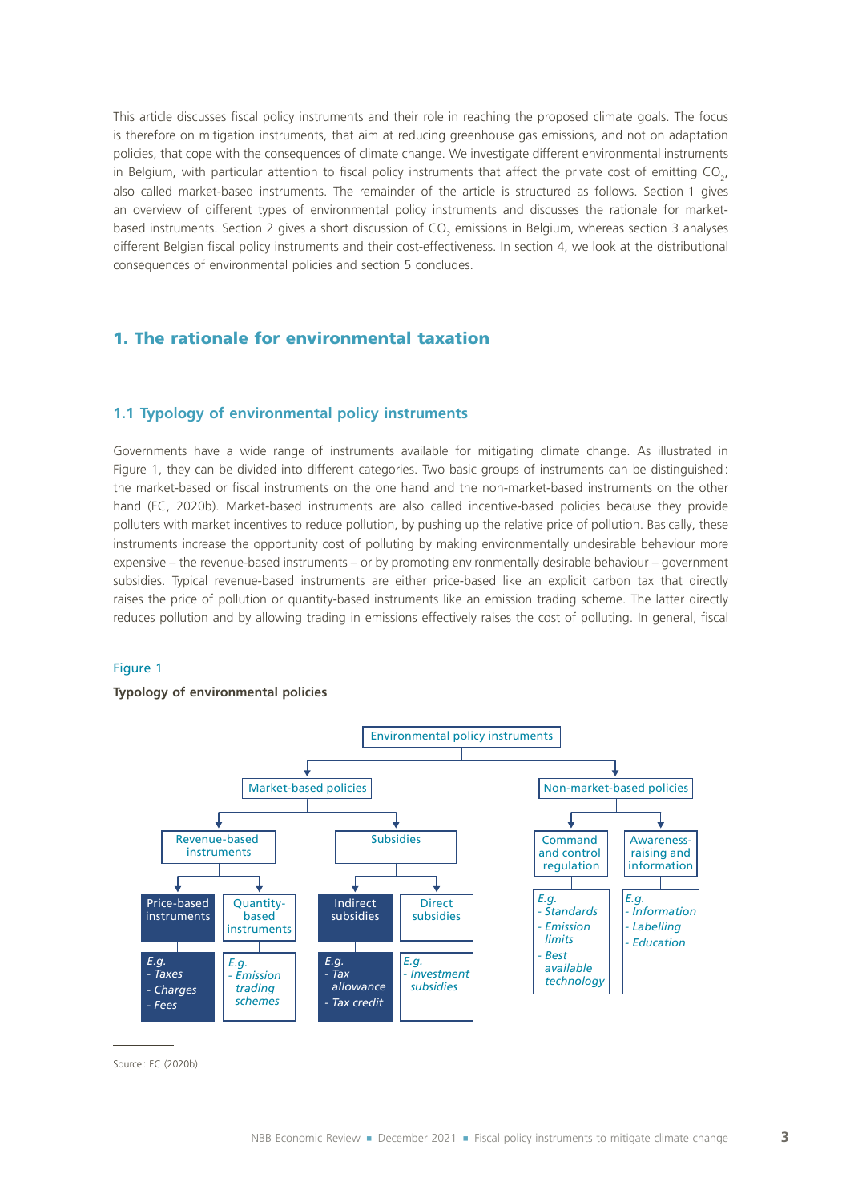This article discusses fiscal policy instruments and their role in reaching the proposed climate goals. The focus is therefore on mitigation instruments, that aim at reducing greenhouse gas emissions, and not on adaptation policies, that cope with the consequences of climate change. We investigate different environmental instruments in Belgium, with particular attention to fiscal policy instruments that affect the private cost of emitting $CO_2$, also called market-based instruments. The remainder of the article is structured as follows. Section 1 gives an overview of different types of environmental policy instruments and discusses the rationale for market-based instruments. Section 2 gives a short discussion of $CO_2$ emissions in Belgium, whereas section 3 analyses different Belgian fiscal policy instruments and their cost-effectiveness. In section 4, we look at the distributional consequences of environmental policies and section 5 concludes.

## 1. The rationale for environmental taxation

### 1.1 Typology of environmental policy instruments

Governments have a wide range of instruments available for mitigating climate change. As illustrated in Figure 1, they can be divided into different categories. Two basic groups of instruments can be distinguished: the market-based or fiscal instruments on the one hand and the non-market-based instruments on the other hand (EC, 2020b). Market-based instruments are also called incentive-based policies because they provide polluters with market incentives to reduce pollution, by pushing up the relative price of pollution. Basically, these instruments increase the opportunity cost of polluting by making environmentally undesirable behaviour more expensive – the revenue-based instruments – or by promoting environmentally desirable behaviour – government subsidies. Typical revenue-based instruments are either price-based like an explicit carbon tax that directly raises the price of pollution or quantity-based instruments like an emission trading scheme. The latter directly reduces pollution and by allowing trading in emissions effectively raises the cost of polluting. In general, fiscal

Figure 1

**Typology of environmental policies**

- Environmental policy instruments
  - Market-based policies
    - Revenue-based instruments
      - Price-based instruments
        - *E.g.*
          - *Taxes*
          - *Charges*
          - *Fees*
      - Quantity-based instruments
        - *E.g.*
          - *Emission trading schemes*
    - Subsidies
      - Indirect subsidies
        - *E.g.*
          - *Tax allowance*
          - *Tax credit*
      - Direct subsidies
        - *E.g.*
          - *Investment subsidies*
  - Non-market-based policies
    - Command and control regulation
      - *E.g.*
        - *Standards*
        - *Emission limits*
        - *Best available technology*
    - Awareness-raising and information
      - *E.g.*
        - *Information*
        - *Labelling*
        - *Education*

Source: EC (2020b).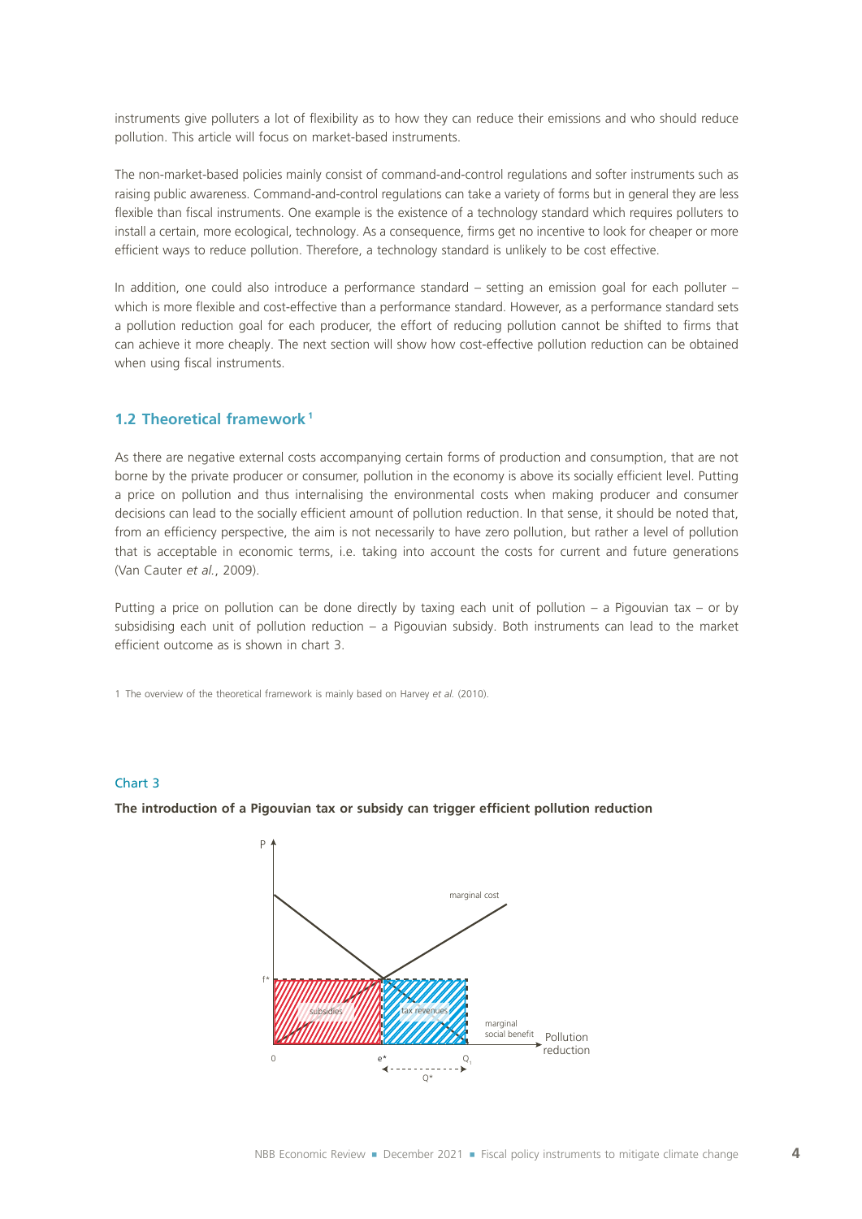instruments give polluters a lot of flexibility as to how they can reduce their emissions and who should reduce pollution. This article will focus on market-based instruments.

The non-market-based policies mainly consist of command-and-control regulations and softer instruments such as raising public awareness. Command-and-control regulations can take a variety of forms but in general they are less flexible than fiscal instruments. One example is the existence of a technology standard which requires polluters to install a certain, more ecological, technology. As a consequence, firms get no incentive to look for cheaper or more efficient ways to reduce pollution. Therefore, a technology standard is unlikely to be cost effective.

In addition, one could also introduce a performance standard – setting an emission goal for each polluter – which is more flexible and cost-effective than a performance standard. However, as a performance standard sets a pollution reduction goal for each producer, the effort of reducing pollution cannot be shifted to firms that can achieve it more cheaply. The next section will show how cost-effective pollution reduction can be obtained when using fiscal instruments.

## 1.2 Theoretical framework[1]

As there are negative external costs accompanying certain forms of production and consumption, that are not borne by the private producer or consumer, pollution in the economy is above its socially efficient level. Putting a price on pollution and thus internalising the environmental costs when making producer and consumer decisions can lead to the socially efficient amount of pollution reduction. In that sense, it should be noted that, from an efficiency perspective, the aim is not necessarily to have zero pollution, but rather a level of pollution that is acceptable in economic terms, i.e. taking into account the costs for current and future generations (Van Cauter *et al.*, 2009).

Putting a price on pollution can be done directly by taxing each unit of pollution – a Pigouvian tax – or by subsidising each unit of pollution reduction – a Pigouvian subsidy. Both instruments can lead to the market efficient outcome as is shown in chart 3.

1 The overview of the theoretical framework is mainly based on Harvey *et al.* (2010).

Chart 3

**The introduction of a Pigouvian tax or subsidy can trigger efficient pollution reduction**

P

marginal cost

f*

subsidies

tax revenues

marginal social benefit

Pollution reduction

0

e*

$Q_1$

Q*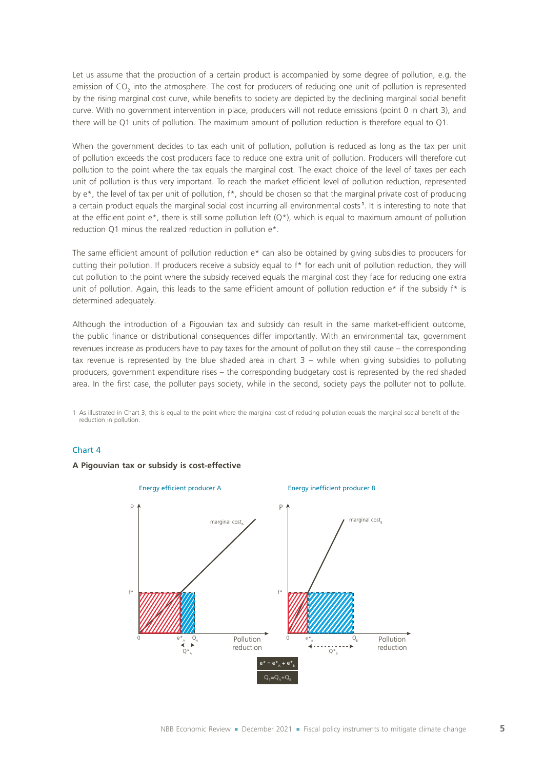Let us assume that the production of a certain product is accompanied by some degree of pollution, e.g. the emission of $CO_2$ into the atmosphere. The cost for producers of reducing one unit of pollution is represented by the rising marginal cost curve, while benefits to society are depicted by the declining marginal social benefit curve. With no government intervention in place, producers will not reduce emissions (point 0 in chart 3), and there will be Q1 units of pollution. The maximum amount of pollution reduction is therefore equal to Q1.

When the government decides to tax each unit of pollution, pollution is reduced as long as the tax per unit of pollution exceeds the cost producers face to reduce one extra unit of pollution. Producers will therefore cut pollution to the point where the tax equals the marginal cost. The exact choice of the level of taxes per each unit of pollution is thus very important. To reach the market efficient level of pollution reduction, represented by e*, the level of tax per unit of pollution, f*, should be chosen so that the marginal private cost of producing a certain product equals the marginal social cost incurring all environmental costs[1]. It is interesting to note that at the efficient point e*, there is still some pollution left (Q*), which is equal to maximum amount of pollution reduction Q1 minus the realized reduction in pollution e*.

The same efficient amount of pollution reduction e* can also be obtained by giving subsidies to producers for cutting their pollution. If producers receive a subsidy equal to f* for each unit of pollution reduction, they will cut pollution to the point where the subsidy received equals the marginal cost they face for reducing one extra unit of pollution. Again, this leads to the same efficient amount of pollution reduction e* if the subsidy f* is determined adequately.

Although the introduction of a Pigouvian tax and subsidy can result in the same market-efficient outcome, the public finance or distributional consequences differ importantly. With an environmental tax, government revenues increase as producers have to pay taxes for the amount of pollution they still cause – the corresponding tax revenue is represented by the blue shaded area in chart 3 – while when giving subsidies to polluting producers, government expenditure rises – the corresponding budgetary cost is represented by the red shaded area. In the first case, the polluter pays society, while in the second, society pays the polluter not to pollute.

1 As illustrated in Chart 3, this is equal to the point where the marginal cost of reducing pollution equals the marginal social benefit of the reduction in pollution.

Chart 4

**A Pigouvian tax or subsidy is cost-effective**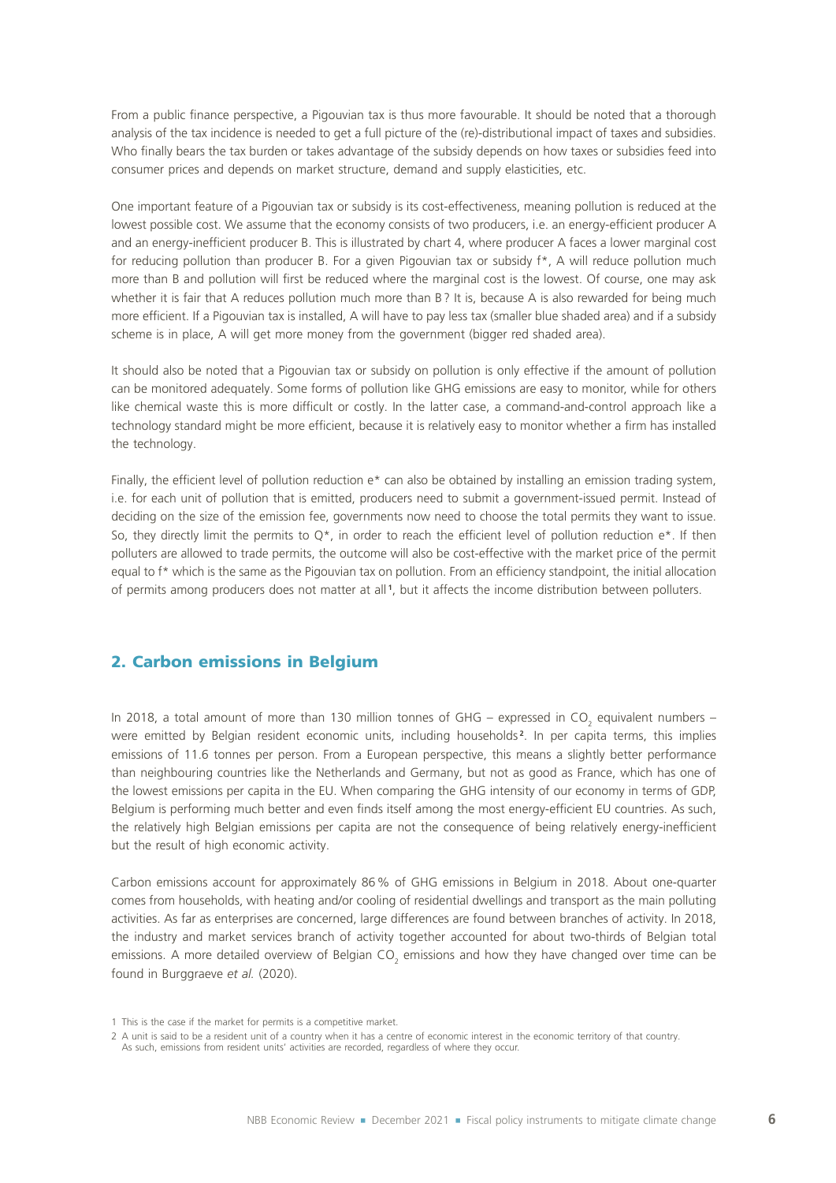From a public finance perspective, a Pigouvian tax is thus more favourable. It should be noted that a thorough analysis of the tax incidence is needed to get a full picture of the (re)-distributional impact of taxes and subsidies. Who finally bears the tax burden or takes advantage of the subsidy depends on how taxes or subsidies feed into consumer prices and depends on market structure, demand and supply elasticities, etc.

One important feature of a Pigouvian tax or subsidy is its cost-effectiveness, meaning pollution is reduced at the lowest possible cost. We assume that the economy consists of two producers, i.e. an energy-efficient producer A and an energy-inefficient producer B. This is illustrated by chart 4, where producer A faces a lower marginal cost for reducing pollution than producer B. For a given Pigouvian tax or subsidy f*, A will reduce pollution much more than B and pollution will first be reduced where the marginal cost is the lowest. Of course, one may ask whether it is fair that A reduces pollution much more than B? It is, because A is also rewarded for being much more efficient. If a Pigouvian tax is installed, A will have to pay less tax (smaller blue shaded area) and if a subsidy scheme is in place, A will get more money from the government (bigger red shaded area).

It should also be noted that a Pigouvian tax or subsidy on pollution is only effective if the amount of pollution can be monitored adequately. Some forms of pollution like GHG emissions are easy to monitor, while for others like chemical waste this is more difficult or costly. In the latter case, a command-and-control approach like a technology standard might be more efficient, because it is relatively easy to monitor whether a firm has installed the technology.

Finally, the efficient level of pollution reduction e* can also be obtained by installing an emission trading system, i.e. for each unit of pollution that is emitted, producers need to submit a government-issued permit. Instead of deciding on the size of the emission fee, governments now need to choose the total permits they want to issue. So, they directly limit the permits to Q*, in order to reach the efficient level of pollution reduction e*. If then polluters are allowed to trade permits, the outcome will also be cost-effective with the market price of the permit equal to f* which is the same as the Pigouvian tax on pollution. From an efficiency standpoint, the initial allocation of permits among producers does not matter at all[1], but it affects the income distribution between polluters.

## 2. Carbon emissions in Belgium

In 2018, a total amount of more than 130 million tonnes of GHG – expressed in $CO_2$ equivalent numbers – were emitted by Belgian resident economic units, including households[2]. In per capita terms, this implies emissions of 11.6 tonnes per person. From a European perspective, this means a slightly better performance than neighbouring countries like the Netherlands and Germany, but not as good as France, which has one of the lowest emissions per capita in the EU. When comparing the GHG intensity of our economy in terms of GDP, Belgium is performing much better and even finds itself among the most energy-efficient EU countries. As such, the relatively high Belgian emissions per capita are not the consequence of being relatively energy-inefficient but the result of high economic activity.

Carbon emissions account for approximately 86 % of GHG emissions in Belgium in 2018. About one-quarter comes from households, with heating and/or cooling of residential dwellings and transport as the main polluting activities. As far as enterprises are concerned, large differences are found between branches of activity. In 2018, the industry and market services branch of activity together accounted for about two-thirds of Belgian total emissions. A more detailed overview of Belgian $CO_2$ emissions and how they have changed over time can be found in Burggraeve *et al.* (2020).

1 This is the case if the market for permits is a competitive market.

2 A unit is said to be a resident unit of a country when it has a centre of economic interest in the economic territory of that country. As such, emissions from resident units' activities are recorded, regardless of where they occur.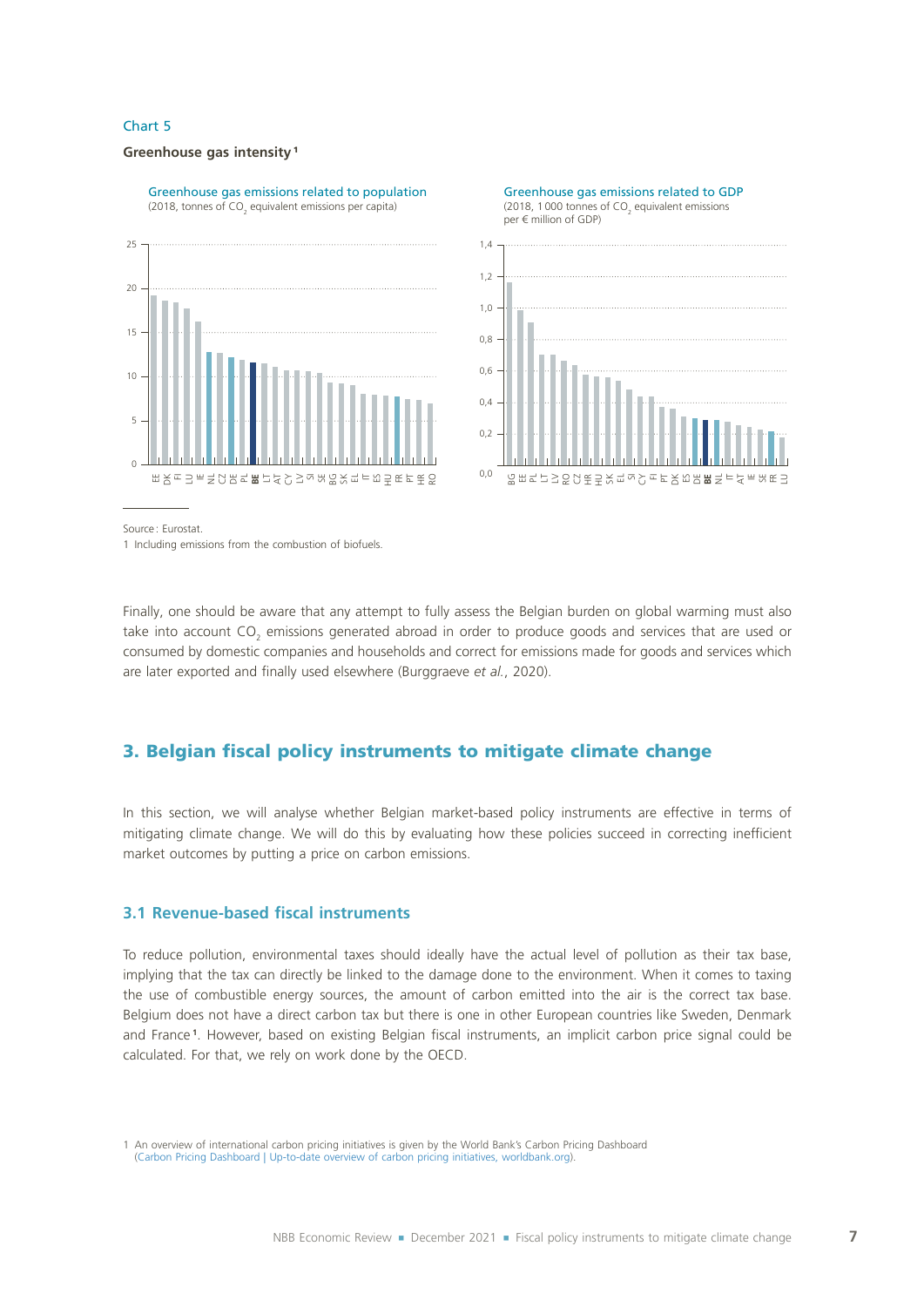Chart 5

**Greenhouse gas intensity**[1]

Greenhouse gas emissions related to population
(2018, tonnes of $CO_2$ equivalent emissions per capita)

Greenhouse gas emissions related to GDP
(2018, 1 000 tonnes of $CO_2$ equivalent emissions per € million of GDP)

Source: Eurostat.
1 Including emissions from the combustion of biofuels.

Finally, one should be aware that any attempt to fully assess the Belgian burden on global warming must also take into account $CO_2$ emissions generated abroad in order to produce goods and services that are used or consumed by domestic companies and households and correct for emissions made for goods and services which are later exported and finally used elsewhere (Burggraeve *et al.*, 2020).

## 3. Belgian fiscal policy instruments to mitigate climate change

In this section, we will analyse whether Belgian market-based policy instruments are effective in terms of mitigating climate change. We will do this by evaluating how these policies succeed in correcting inefficient market outcomes by putting a price on carbon emissions.

### 3.1 Revenue-based fiscal instruments

To reduce pollution, environmental taxes should ideally have the actual level of pollution as their tax base, implying that the tax can directly be linked to the damage done to the environment. When it comes to taxing the use of combustible energy sources, the amount of carbon emitted into the air is the correct tax base. Belgium does not have a direct carbon tax but there is one in other European countries like Sweden, Denmark and France[1]. However, based on existing Belgian fiscal instruments, an implicit carbon price signal could be calculated. For that, we rely on work done by the OECD.

1 An overview of international carbon pricing initiatives is given by the World Bank's Carbon Pricing Dashboard (Carbon Pricing Dashboard | Up-to-date overview of carbon pricing initiatives, worldbank.org).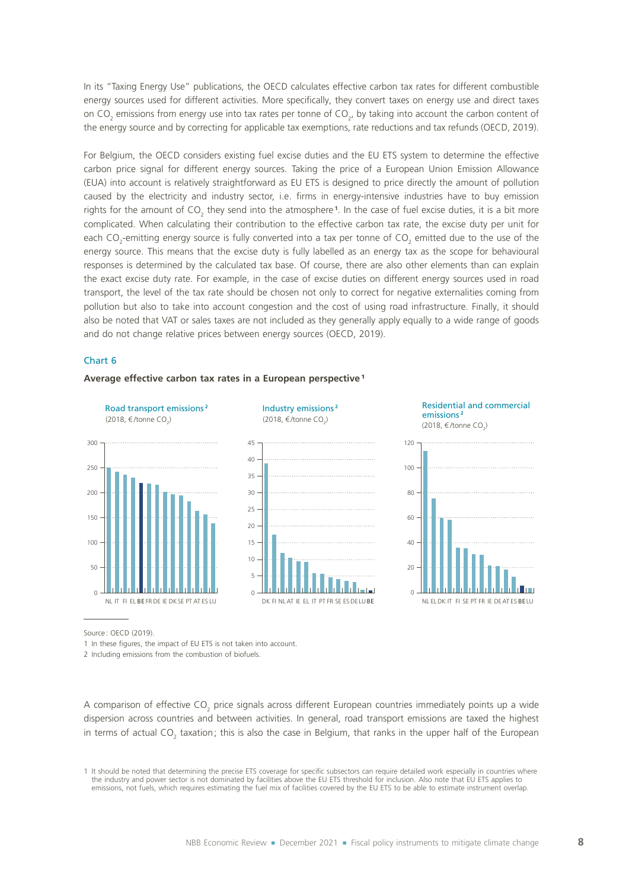In its "Taxing Energy Use" publications, the OECD calculates effective carbon tax rates for different combustible energy sources used for different activities. More specifically, they convert taxes on energy use and direct taxes on $CO_2$ emissions from energy use into tax rates per tonne of $CO_2$, by taking into account the carbon content of the energy source and by correcting for applicable tax exemptions, rate reductions and tax refunds (OECD, 2019).

For Belgium, the OECD considers existing fuel excise duties and the EU ETS system to determine the effective carbon price signal for different energy sources. Taking the price of a European Union Emission Allowance (EUA) into account is relatively straightforward as EU ETS is designed to price directly the amount of pollution caused by the electricity and industry sector, i.e. firms in energy-intensive industries have to buy emission rights for the amount of $CO_2$ they send into the atmosphere [1]. In the case of fuel excise duties, it is a bit more complicated. When calculating their contribution to the effective carbon tax rate, the excise duty per unit for each $CO_2$-emitting energy source is fully converted into a tax per tonne of $CO_2$ emitted due to the use of the energy source. This means that the excise duty is fully labelled as an energy tax as the scope for behavioural responses is determined by the calculated tax base. Of course, there are also other elements than can explain the exact excise duty rate. For example, in the case of excise duties on different energy sources used in road transport, the level of the tax rate should be chosen not only to correct for negative externalities coming from pollution but also to take into account congestion and the cost of using road infrastructure. Finally, it should also be noted that VAT or sales taxes are not included as they generally apply equally to a wide range of goods and do not change relative prices between energy sources (OECD, 2019).

Chart 6

**Average effective carbon tax rates in a European perspective [1]**

Road transport emissions [2]
(2018, €/tonne $CO_2$)

Industry emissions [2]
(2018, €/tonne $CO_2$)

Residential and commercial emissions [2]
(2018, €/tonne $CO_2$)

Source: OECD (2019).

1 In these figures, the impact of EU ETS is not taken into account.

2 Including emissions from the combustion of biofuels.

A comparison of effective $CO_2$ price signals across different European countries immediately points up a wide dispersion across countries and between activities. In general, road transport emissions are taxed the highest in terms of actual $CO_2$ taxation; this is also the case in Belgium, that ranks in the upper half of the European

1 It should be noted that determining the precise ETS coverage for specific subsectors can require detailed work especially in countries where the industry and power sector is not dominated by facilities above the EU ETS threshold for inclusion. Also note that EU ETS applies to emissions, not fuels, which requires estimating the fuel mix of facilities covered by the EU ETS to be able to estimate instrument overlap.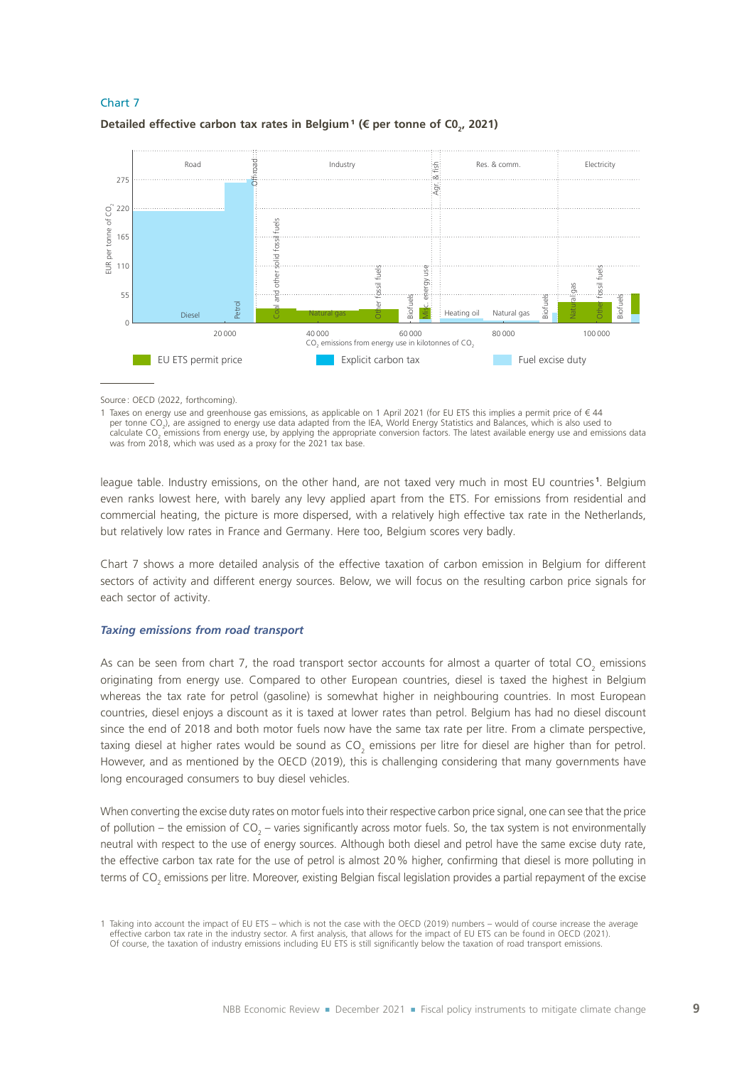Chart 7

**Detailed effective carbon tax rates in Belgium[1] (€ per tonne of $CO_2$, 2021)**

Road | Off-road | Industry | Agr. & fish | Res. & comm. | Electricity

EU ETS permit price | Explicit carbon tax | Fuel excise duty

Source: OECD (2022, forthcoming).

1 Taxes on energy use and greenhouse gas emissions, as applicable on 1 April 2021 (for EU ETS this implies a permit price of € 44 per tonne $CO_2$), are assigned to energy use data adapted from the IEA, World Energy Statistics and Balances, which is also used to calculate $CO_2$ emissions from energy use, by applying the appropriate conversion factors. The latest available energy use and emissions data was from 2018, which was used as a proxy for the 2021 tax base.

league table. Industry emissions, on the other hand, are not taxed very much in most EU countries[1]. Belgium even ranks lowest here, with barely any levy applied apart from the ETS. For emissions from residential and commercial heating, the picture is more dispersed, with a relatively high effective tax rate in the Netherlands, but relatively low rates in France and Germany. Here too, Belgium scores very badly.

Chart 7 shows a more detailed analysis of the effective taxation of carbon emission in Belgium for different sectors of activity and different energy sources. Below, we will focus on the resulting carbon price signals for each sector of activity.

***Taxing emissions from road transport***

As can be seen from chart 7, the road transport sector accounts for almost a quarter of total $CO_2$ emissions originating from energy use. Compared to other European countries, diesel is taxed the highest in Belgium whereas the tax rate for petrol (gasoline) is somewhat higher in neighbouring countries. In most European countries, diesel enjoys a discount as it is taxed at lower rates than petrol. Belgium has had no diesel discount since the end of 2018 and both motor fuels now have the same tax rate per litre. From a climate perspective, taxing diesel at higher rates would be sound as $CO_2$ emissions per litre for diesel are higher than for petrol. However, and as mentioned by the OECD (2019), this is challenging considering that many governments have long encouraged consumers to buy diesel vehicles.

When converting the excise duty rates on motor fuels into their respective carbon price signal, one can see that the price of pollution – the emission of $CO_2$ – varies significantly across motor fuels. So, the tax system is not environmentally neutral with respect to the use of energy sources. Although both diesel and petrol have the same excise duty rate, the effective carbon tax rate for the use of petrol is almost 20 % higher, confirming that diesel is more polluting in terms of $CO_2$ emissions per litre. Moreover, existing Belgian fiscal legislation provides a partial repayment of the excise

1 Taking into account the impact of EU ETS – which is not the case with the OECD (2019) numbers – would of course increase the average effective carbon tax rate in the industry sector. A first analysis, that allows for the impact of EU ETS can be found in OECD (2021). Of course, the taxation of industry emissions including EU ETS is still significantly below the taxation of road transport emissions.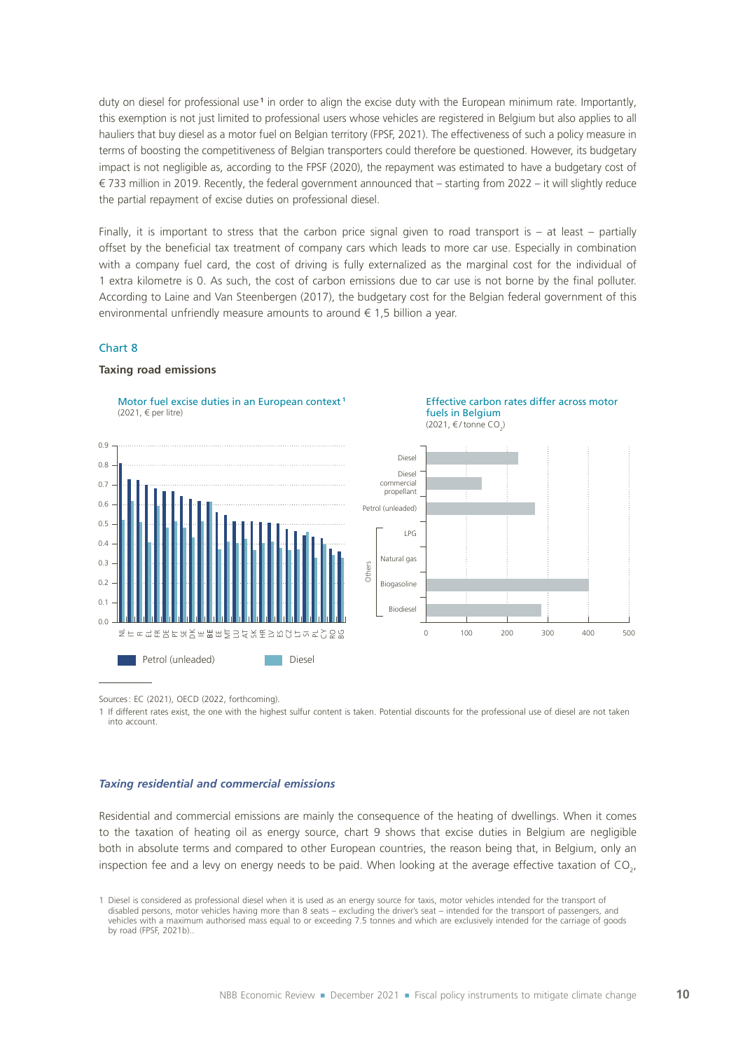duty on diesel for professional use[1] in order to align the excise duty with the European minimum rate. Importantly, this exemption is not just limited to professional users whose vehicles are registered in Belgium but also applies to all hauliers that buy diesel as a motor fuel on Belgian territory (FPSF, 2021). The effectiveness of such a policy measure in terms of boosting the competitiveness of Belgian transporters could therefore be questioned. However, its budgetary impact is not negligible as, according to the FPSF (2020), the repayment was estimated to have a budgetary cost of € 733 million in 2019. Recently, the federal government announced that – starting from 2022 – it will slightly reduce the partial repayment of excise duties on professional diesel.

Finally, it is important to stress that the carbon price signal given to road transport is – at least – partially offset by the beneficial tax treatment of company cars which leads to more car use. Especially in combination with a company fuel card, the cost of driving is fully externalized as the marginal cost for the individual of 1 extra kilometre is 0. As such, the cost of carbon emissions due to car use is not borne by the final polluter. According to Laine and Van Steenbergen (2017), the budgetary cost for the Belgian federal government of this environmental unfriendly measure amounts to around € 1,5 billion a year.

Chart 8

**Taxing road emissions**

Motor fuel excise duties in an European context[1]
(2021, € per litre)

Effective carbon rates differ across motor fuels in Belgium
(2021, € / tonne $CO_2$)

Sources: EC (2021), OECD (2022, forthcoming).

1 If different rates exist, the one with the highest sulfur content is taken. Potential discounts for the professional use of diesel are not taken into account.

### *Taxing residential and commercial emissions*

Residential and commercial emissions are mainly the consequence of the heating of dwellings. When it comes to the taxation of heating oil as energy source, chart 9 shows that excise duties in Belgium are negligible both in absolute terms and compared to other European countries, the reason being that, in Belgium, only an inspection fee and a levy on energy needs to be paid. When looking at the average effective taxation of $CO_2$,

1 Diesel is considered as professional diesel when it is used as an energy source for taxis, motor vehicles intended for the transport of disabled persons, motor vehicles having more than 8 seats – excluding the driver's seat – intended for the transport of passengers, and vehicles with a maximum authorised mass equal to or exceeding 7.5 tonnes and which are exclusively intended for the carriage of goods by road (FPSF, 2021b)..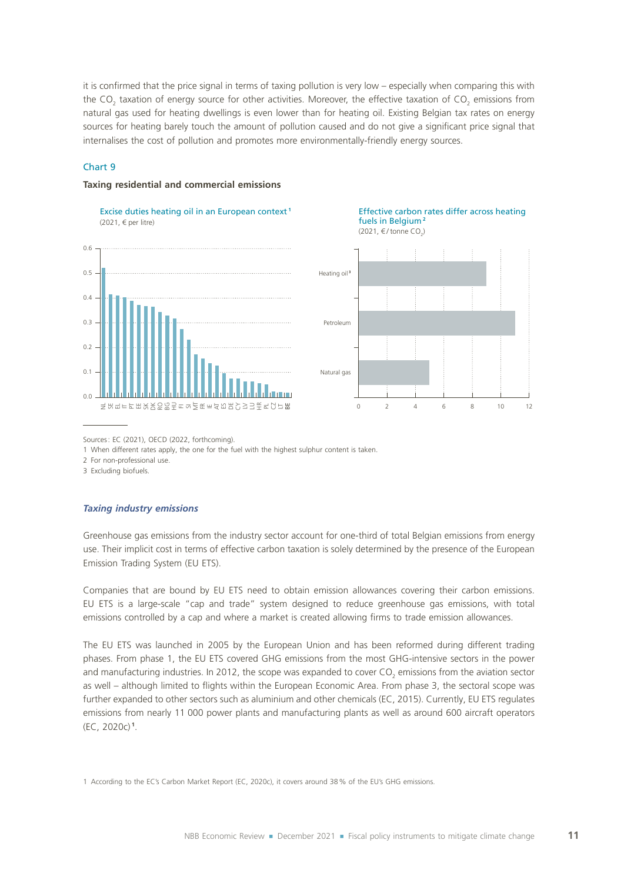it is confirmed that the price signal in terms of taxing pollution is very low – especially when comparing this with the $CO_2$ taxation of energy source for other activities. Moreover, the effective taxation of $CO_2$ emissions from natural gas used for heating dwellings is even lower than for heating oil. Existing Belgian tax rates on energy sources for heating barely touch the amount of pollution caused and do not give a significant price signal that internalises the cost of pollution and promotes more environmentally-friendly energy sources.

Chart 9

**Taxing residential and commercial emissions**

Excise duties heating oil in an European context[1]
(2021, € per litre)

Effective carbon rates differ across heating fuels in Belgium[2]
(2021, € / tonne $CO_2$)

Sources: EC (2021), OECD (2022, forthcoming).

1 When different rates apply, the one for the fuel with the highest sulphur content is taken.

2 For non-professional use.

3 Excluding biofuels.

### *Taxing industry emissions*

Greenhouse gas emissions from the industry sector account for one-third of total Belgian emissions from energy use. Their implicit cost in terms of effective carbon taxation is solely determined by the presence of the European Emission Trading System (EU ETS).

Companies that are bound by EU ETS need to obtain emission allowances covering their carbon emissions. EU ETS is a large-scale "cap and trade" system designed to reduce greenhouse gas emissions, with total emissions controlled by a cap and where a market is created allowing firms to trade emission allowances.

The EU ETS was launched in 2005 by the European Union and has been reformed during different trading phases. From phase 1, the EU ETS covered GHG emissions from the most GHG-intensive sectors in the power and manufacturing industries. In 2012, the scope was expanded to cover $CO_2$ emissions from the aviation sector as well – although limited to flights within the European Economic Area. From phase 3, the sectoral scope was further expanded to other sectors such as aluminium and other chemicals (EC, 2015). Currently, EU ETS regulates emissions from nearly 11 000 power plants and manufacturing plants as well as around 600 aircraft operators (EC, 2020c)[1].

1 According to the EC's Carbon Market Report (EC, 2020c), it covers around 38 % of the EU's GHG emissions.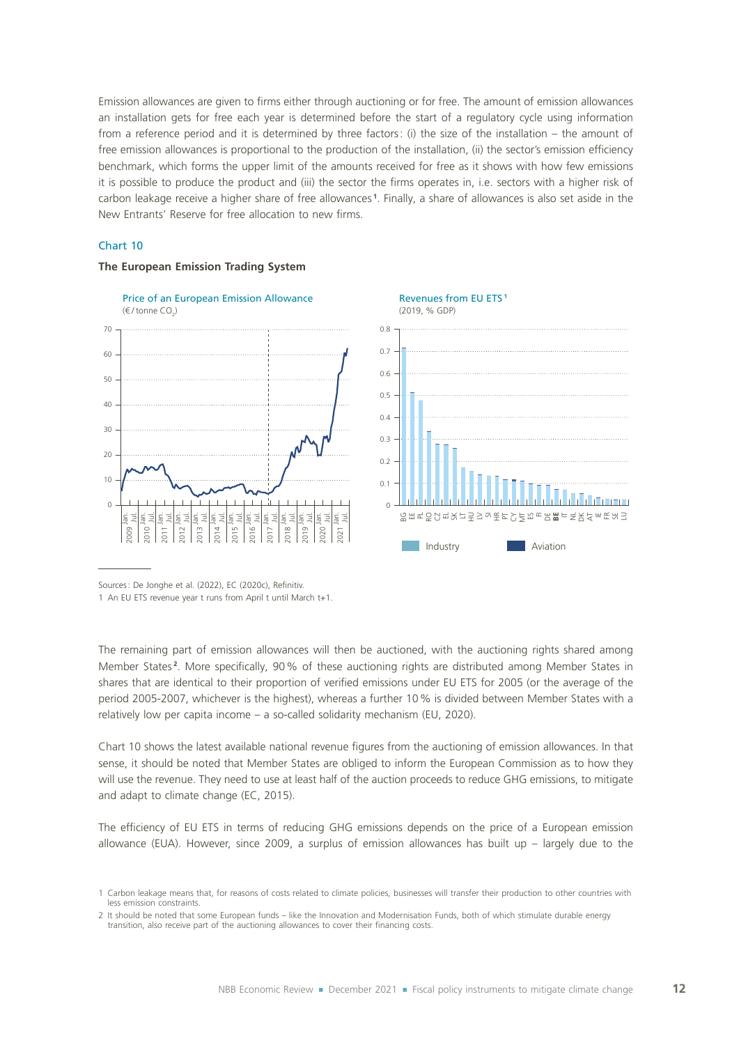Emission allowances are given to firms either through auctioning or for free. The amount of emission allowances an installation gets for free each year is determined before the start of a regulatory cycle using information from a reference period and it is determined by three factors: (i) the size of the installation – the amount of free emission allowances is proportional to the production of the installation, (ii) the sector's emission efficiency benchmark, which forms the upper limit of the amounts received for free as it shows with how few emissions it is possible to produce the product and (iii) the sector the firms operates in, i.e. sectors with a higher risk of carbon leakage receive a higher share of free allowances[1]. Finally, a share of allowances is also set aside in the New Entrants' Reserve for free allocation to new firms.

Chart 10

**The European Emission Trading System**

Price of an European Emission Allowance
(€ / tonne $CO_2$)

Revenues from EU ETS[1]
(2019, % GDP)

Industry | Aviation

Sources: De Jonghe et al. (2022), EC (2020c), Refinitiv.
1 An EU ETS revenue year t runs from April t until March t+1.

The remaining part of emission allowances will then be auctioned, with the auctioning rights shared among Member States[2]. More specifically, 90 % of these auctioning rights are distributed among Member States in shares that are identical to their proportion of verified emissions under EU ETS for 2005 (or the average of the period 2005-2007, whichever is the highest), whereas a further 10 % is divided between Member States with a relatively low per capita income – a so-called solidarity mechanism (EU, 2020).

Chart 10 shows the latest available national revenue figures from the auctioning of emission allowances. In that sense, it should be noted that Member States are obliged to inform the European Commission as to how they will use the revenue. They need to use at least half of the auction proceeds to reduce GHG emissions, to mitigate and adapt to climate change (EC, 2015).

The efficiency of EU ETS in terms of reducing GHG emissions depends on the price of a European emission allowance (EUA). However, since 2009, a surplus of emission allowances has built up – largely due to the

1 Carbon leakage means that, for reasons of costs related to climate policies, businesses will transfer their production to other countries with less emission constraints.

2 It should be noted that some European funds – like the Innovation and Modernisation Funds, both of which stimulate durable energy transition, also receive part of the auctioning allowances to cover their financing costs.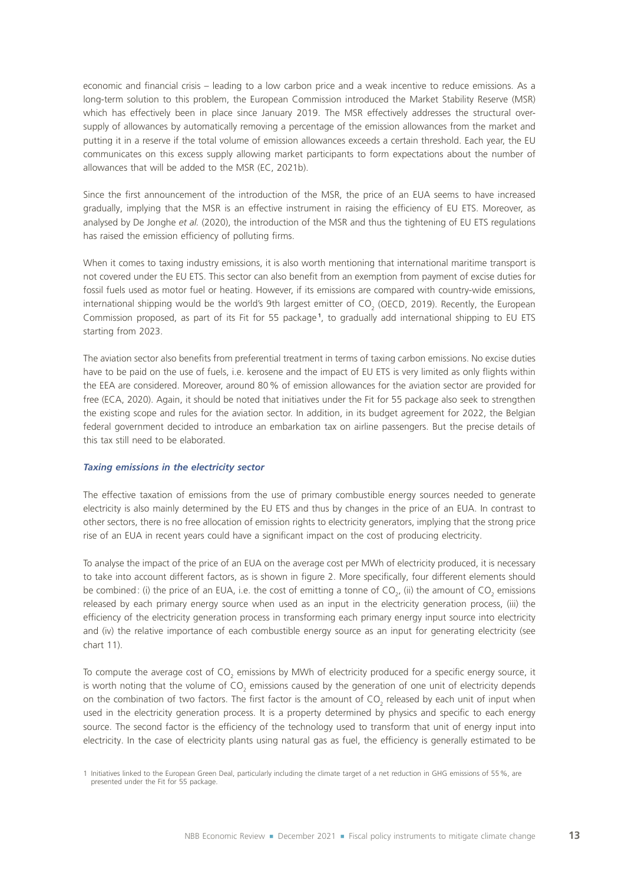economic and financial crisis – leading to a low carbon price and a weak incentive to reduce emissions. As a long-term solution to this problem, the European Commission introduced the Market Stability Reserve (MSR) which has effectively been in place since January 2019. The MSR effectively addresses the structural over-supply of allowances by automatically removing a percentage of the emission allowances from the market and putting it in a reserve if the total volume of emission allowances exceeds a certain threshold. Each year, the EU communicates on this excess supply allowing market participants to form expectations about the number of allowances that will be added to the MSR (EC, 2021b).

Since the first announcement of the introduction of the MSR, the price of an EUA seems to have increased gradually, implying that the MSR is an effective instrument in raising the efficiency of EU ETS. Moreover, as analysed by De Jonghe *et al.* (2020), the introduction of the MSR and thus the tightening of EU ETS regulations has raised the emission efficiency of polluting firms.

When it comes to taxing industry emissions, it is also worth mentioning that international maritime transport is not covered under the EU ETS. This sector can also benefit from an exemption from payment of excise duties for fossil fuels used as motor fuel or heating. However, if its emissions are compared with country-wide emissions, international shipping would be the world's 9th largest emitter of $CO_2$ (OECD, 2019). Recently, the European Commission proposed, as part of its Fit for 55 package[1], to gradually add international shipping to EU ETS starting from 2023.

The aviation sector also benefits from preferential treatment in terms of taxing carbon emissions. No excise duties have to be paid on the use of fuels, i.e. kerosene and the impact of EU ETS is very limited as only flights within the EEA are considered. Moreover, around 80% of emission allowances for the aviation sector are provided for free (ECA, 2020). Again, it should be noted that initiatives under the Fit for 55 package also seek to strengthen the existing scope and rules for the aviation sector. In addition, in its budget agreement for 2022, the Belgian federal government decided to introduce an embarkation tax on airline passengers. But the precise details of this tax still need to be elaborated.

### *Taxing emissions in the electricity sector*

The effective taxation of emissions from the use of primary combustible energy sources needed to generate electricity is also mainly determined by the EU ETS and thus by changes in the price of an EUA. In contrast to other sectors, there is no free allocation of emission rights to electricity generators, implying that the strong price rise of an EUA in recent years could have a significant impact on the cost of producing electricity.

To analyse the impact of the price of an EUA on the average cost per MWh of electricity produced, it is necessary to take into account different factors, as is shown in figure 2. More specifically, four different elements should be combined: (i) the price of an EUA, i.e. the cost of emitting a tonne of $CO_2$, (ii) the amount of $CO_2$ emissions released by each primary energy source when used as an input in the electricity generation process, (iii) the efficiency of the electricity generation process in transforming each primary energy input source into electricity and (iv) the relative importance of each combustible energy source as an input for generating electricity (see chart 11).

To compute the average cost of $CO_2$ emissions by MWh of electricity produced for a specific energy source, it is worth noting that the volume of $CO_2$ emissions caused by the generation of one unit of electricity depends on the combination of two factors. The first factor is the amount of $CO_2$ released by each unit of input when used in the electricity generation process. It is a property determined by physics and specific to each energy source. The second factor is the efficiency of the technology used to transform that unit of energy input into electricity. In the case of electricity plants using natural gas as fuel, the efficiency is generally estimated to be

1 Initiatives linked to the European Green Deal, particularly including the climate target of a net reduction in GHG emissions of 55%, are presented under the Fit for 55 package.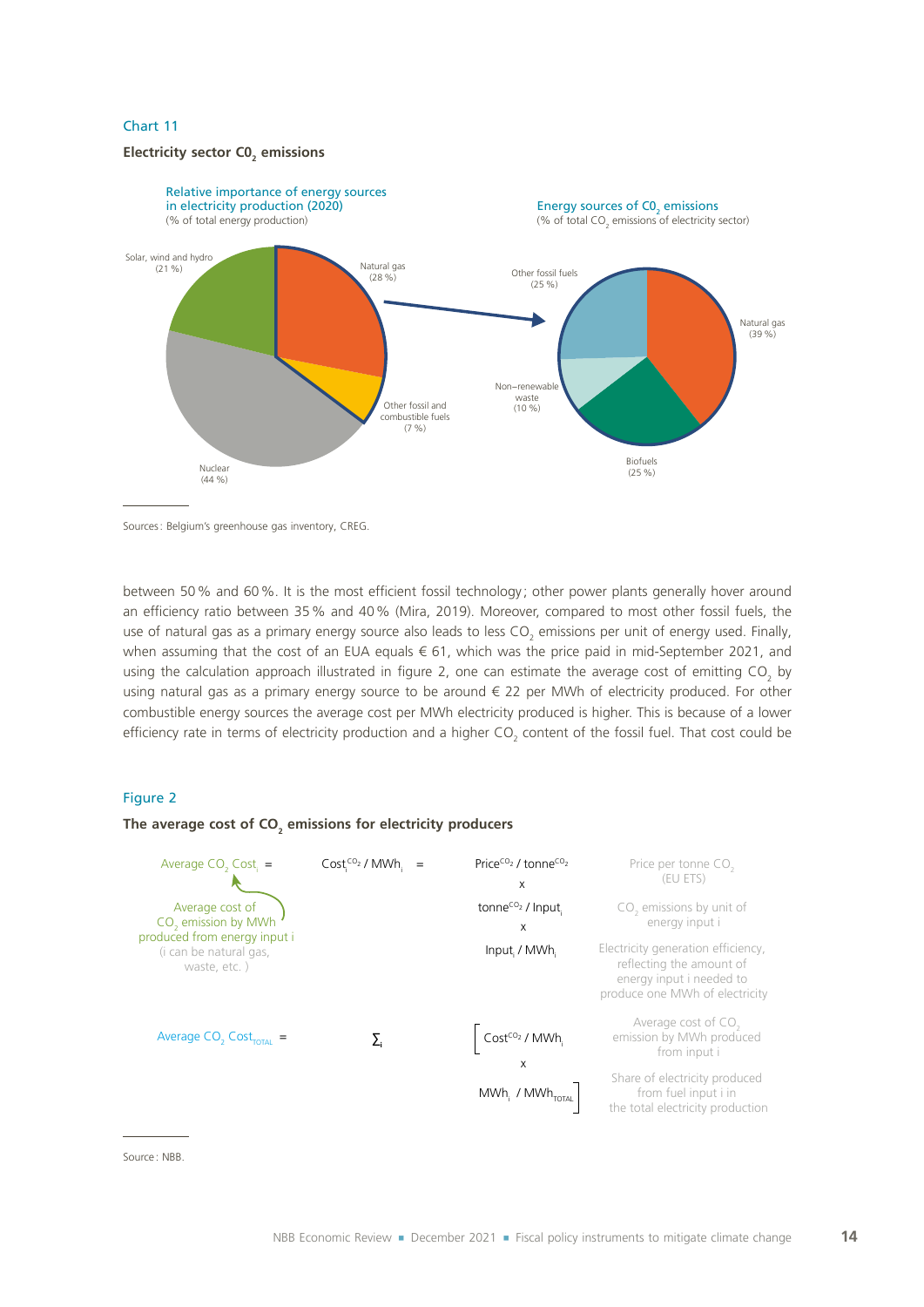Chart 11

**Electricity sector $CO_2$ emissions**

Relative importance of energy sources in electricity production (2020)
(% of total energy production)

- Solar, wind and hydro (21 %)
- Natural gas (28 %)
- Other fossil and combustible fuels (7 %)
- Nuclear (44 %)

Energy sources of $CO_2$ emissions
(% of total $CO_2$ emissions of electricity sector)

- Other fossil fuels (25 %)
- Natural gas (39 %)
- Non–renewable waste (10 %)
- Biofuels (25 %)

Sources: Belgium's greenhouse gas inventory, CREG.

between 50 % and 60 %. It is the most efficient fossil technology; other power plants generally hover around an efficiency ratio between 35 % and 40 % (Mira, 2019). Moreover, compared to most other fossil fuels, the use of natural gas as a primary energy source also leads to less $CO_2$ emissions per unit of energy used. Finally, when assuming that the cost of an EUA equals € 61, which was the price paid in mid-September 2021, and using the calculation approach illustrated in figure 2, one can estimate the average cost of emitting $CO_2$ by using natural gas as a primary energy source to be around € 22 per MWh of electricity produced. For other combustible energy sources the average cost per MWh electricity produced is higher. This is because of a lower efficiency rate in terms of electricity production and a higher $CO_2$ content of the fossil fuel. That cost could be

Figure 2

**The average cost of $CO_2$ emissions for electricity producers**

$$\text{Average } CO_2 \text{ Cost}_i = \text{Cost}_i^{CO_2} / \text{MWh}_i = \text{Price}^{CO_2} / \text{tonne}^{CO_2} \times \text{tonne}^{CO_2} / \text{Input}_i \times \text{Input}_i / \text{MWh}_i$$

- Average $CO_2$ Cost$_i$: Average cost of $CO_2$ emission by MWh produced from energy input i (i can be natural gas, waste, etc. )
- $\text{Price}^{CO_2} / \text{tonne}^{CO_2}$: Price per tonne $CO_2$ (EU ETS)
- $\text{tonne}^{CO_2} / \text{Input}_i$: $CO_2$ emissions by unit of energy input i
- $\text{Input}_i / \text{MWh}_i$: Electricity generation efficiency, reflecting the amount of energy input i needed to produce one MWh of electricity

$$\text{Average } CO_2 \text{ Cost}_{TOTAL} = \sum_i \left[ \text{Cost}^{CO_2} / \text{MWh}_i \times \text{MWh}_i / \text{MWh}_{TOTAL} \right]$$

- $\text{Cost}^{CO_2} / \text{MWh}_i$: Average cost of $CO_2$ emission by MWh produced from input i
- $\text{MWh}_i / \text{MWh}_{TOTAL}$: Share of electricity produced from fuel input i in the total electricity production

Source: NBB.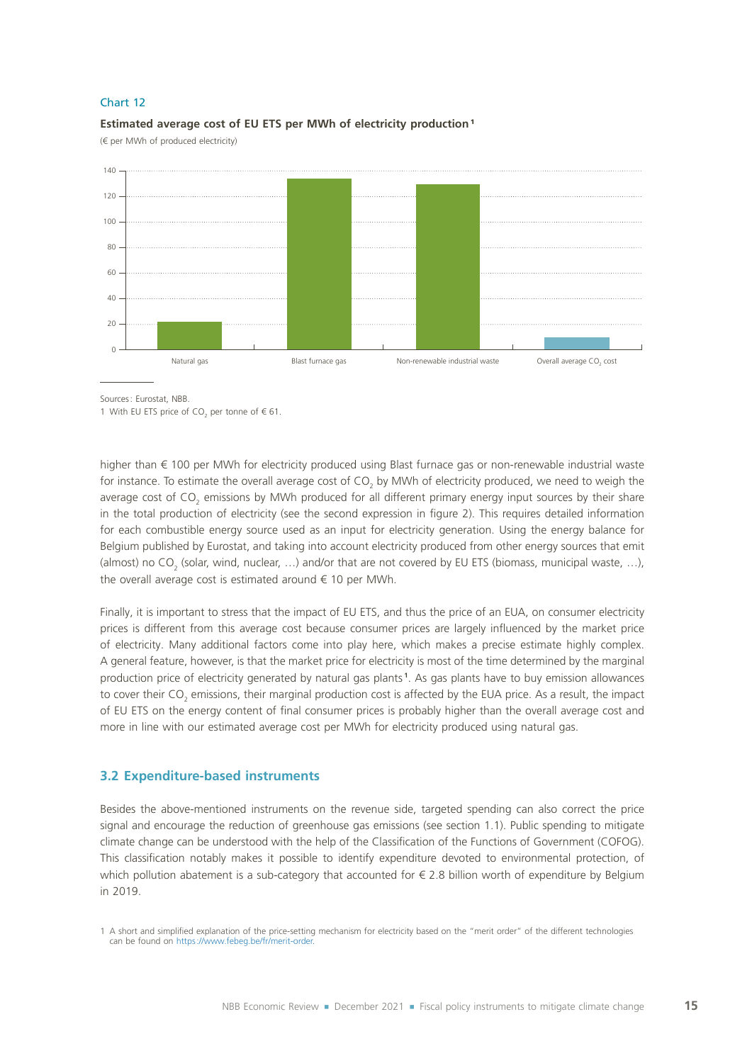Chart 12

**Estimated average cost of EU ETS per MWh of electricity production**[1]

(€ per MWh of produced electricity)

| | € per MWh |
|---|---|
| Natural gas | ≈ 22 |
| Blast furnace gas | ≈ 134 |
| Non-renewable industrial waste | ≈ 130 |
| Overall average $CO_2$ cost | ≈ 10 |

Sources: Eurostat, NBB.

1 With EU ETS price of $CO_2$ per tonne of € 61.

higher than € 100 per MWh for electricity produced using Blast furnace gas or non-renewable industrial waste for instance. To estimate the overall average cost of $CO_2$ by MWh of electricity produced, we need to weigh the average cost of $CO_2$ emissions by MWh produced for all different primary energy input sources by their share in the total production of electricity (see the second expression in figure 2). This requires detailed information for each combustible energy source used as an input for electricity generation. Using the energy balance for Belgium published by Eurostat, and taking into account electricity produced from other energy sources that emit (almost) no $CO_2$ (solar, wind, nuclear, …) and/or that are not covered by EU ETS (biomass, municipal waste, …), the overall average cost is estimated around € 10 per MWh.

Finally, it is important to stress that the impact of EU ETS, and thus the price of an EUA, on consumer electricity prices is different from this average cost because consumer prices are largely influenced by the market price of electricity. Many additional factors come into play here, which makes a precise estimate highly complex. A general feature, however, is that the market price for electricity is most of the time determined by the marginal production price of electricity generated by natural gas plants[1]. As gas plants have to buy emission allowances to cover their $CO_2$ emissions, their marginal production cost is affected by the EUA price. As a result, the impact of EU ETS on the energy content of final consumer prices is probably higher than the overall average cost and more in line with our estimated average cost per MWh for electricity produced using natural gas.

## 3.2 Expenditure-based instruments

Besides the above-mentioned instruments on the revenue side, targeted spending can also correct the price signal and encourage the reduction of greenhouse gas emissions (see section 1.1). Public spending to mitigate climate change can be understood with the help of the Classification of the Functions of Government (COFOG). This classification notably makes it possible to identify expenditure devoted to environmental protection, of which pollution abatement is a sub-category that accounted for € 2.8 billion worth of expenditure by Belgium in 2019.

1 A short and simplified explanation of the price-setting mechanism for electricity based on the "merit order" of the different technologies can be found on https://www.febeg.be/fr/merit-order.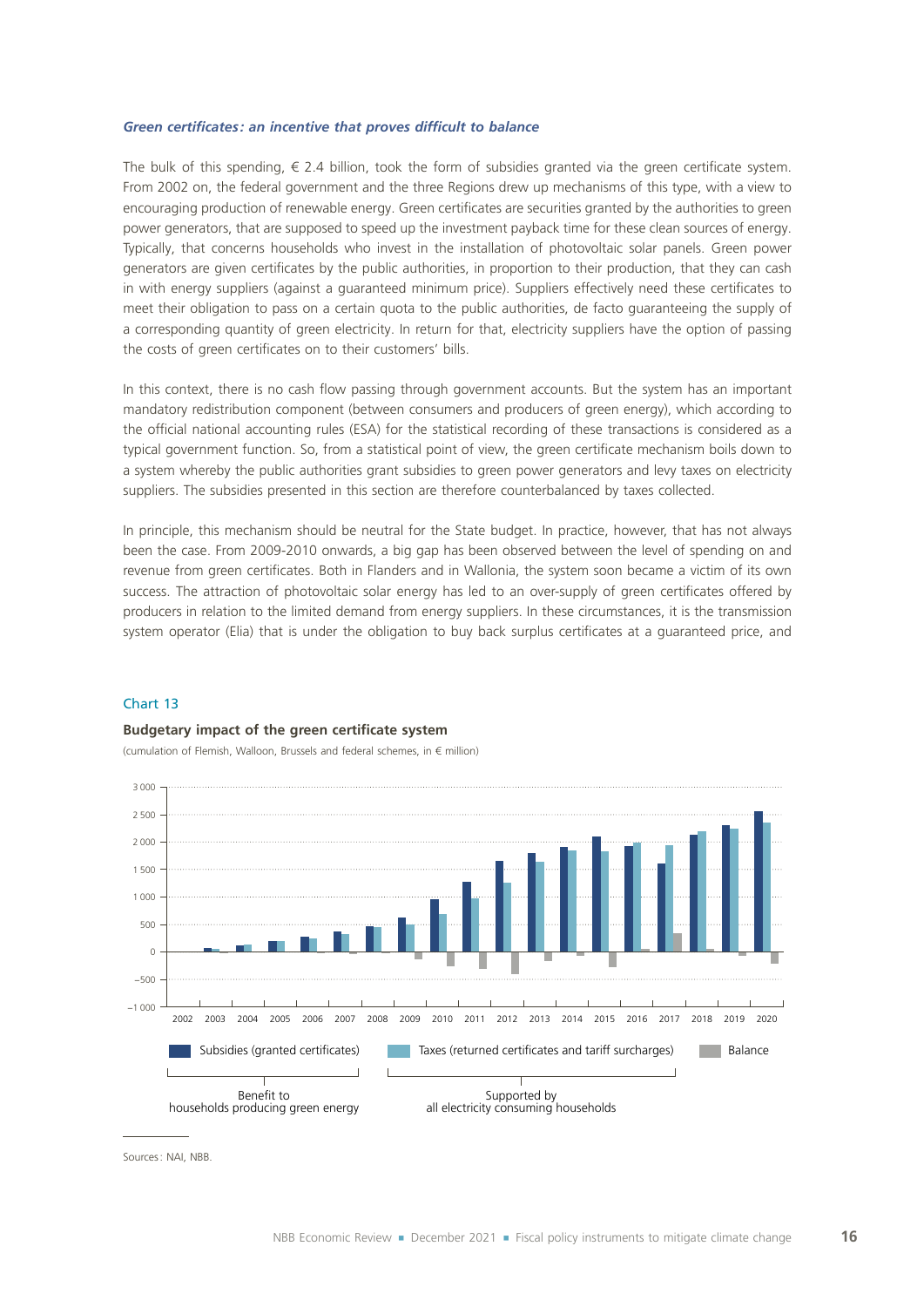***Green certificates: an incentive that proves difficult to balance***

The bulk of this spending, € 2.4 billion, took the form of subsidies granted via the green certificate system. From 2002 on, the federal government and the three Regions drew up mechanisms of this type, with a view to encouraging production of renewable energy. Green certificates are securities granted by the authorities to green power generators, that are supposed to speed up the investment payback time for these clean sources of energy. Typically, that concerns households who invest in the installation of photovoltaic solar panels. Green power generators are given certificates by the public authorities, in proportion to their production, that they can cash in with energy suppliers (against a guaranteed minimum price). Suppliers effectively need these certificates to meet their obligation to pass on a certain quota to the public authorities, de facto guaranteeing the supply of a corresponding quantity of green electricity. In return for that, electricity suppliers have the option of passing the costs of green certificates on to their customers' bills.

In this context, there is no cash flow passing through government accounts. But the system has an important mandatory redistribution component (between consumers and producers of green energy), which according to the official national accounting rules (ESA) for the statistical recording of these transactions is considered as a typical government function. So, from a statistical point of view, the green certificate mechanism boils down to a system whereby the public authorities grant subsidies to green power generators and levy taxes on electricity suppliers. The subsidies presented in this section are therefore counterbalanced by taxes collected.

In principle, this mechanism should be neutral for the State budget. In practice, however, that has not always been the case. From 2009-2010 onwards, a big gap has been observed between the level of spending on and revenue from green certificates. Both in Flanders and in Wallonia, the system soon became a victim of its own success. The attraction of photovoltaic solar energy has led to an over-supply of green certificates offered by producers in relation to the limited demand from energy suppliers. In these circumstances, it is the transmission system operator (Elia) that is under the obligation to buy back surplus certificates at a guaranteed price, and

Chart 13

**Budgetary impact of the green certificate system**

(cumulation of Flemish, Walloon, Brussels and federal schemes, in € million)

Subsidies (granted certificates) — Benefit to households producing green energy

Taxes (returned certificates and tariff surcharges) — Supported by all electricity consuming households

Balance

Sources: NAI, NBB.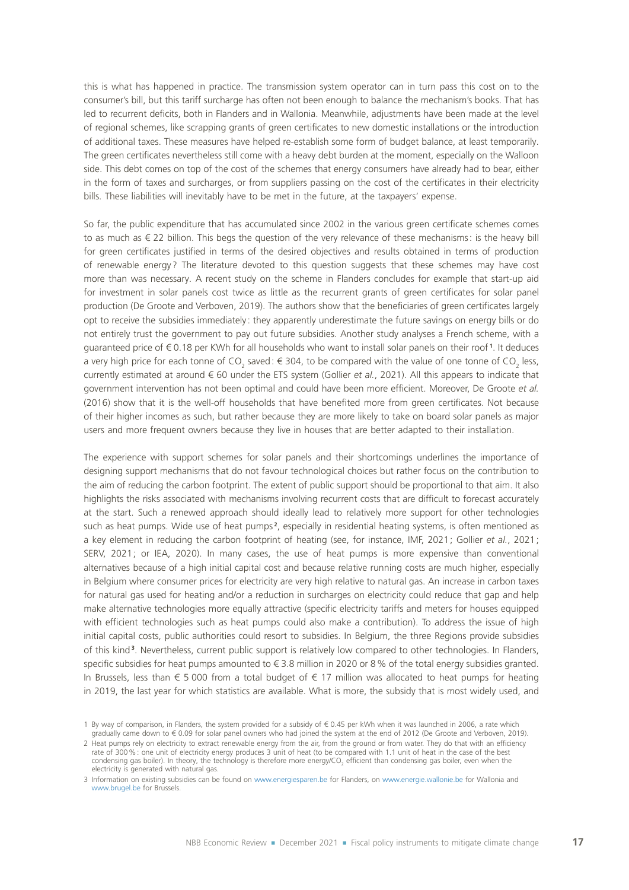this is what has happened in practice. The transmission system operator can in turn pass this cost on to the consumer's bill, but this tariff surcharge has often not been enough to balance the mechanism's books. That has led to recurrent deficits, both in Flanders and in Wallonia. Meanwhile, adjustments have been made at the level of regional schemes, like scrapping grants of green certificates to new domestic installations or the introduction of additional taxes. These measures have helped re-establish some form of budget balance, at least temporarily. The green certificates nevertheless still come with a heavy debt burden at the moment, especially on the Walloon side. This debt comes on top of the cost of the schemes that energy consumers have already had to bear, either in the form of taxes and surcharges, or from suppliers passing on the cost of the certificates in their electricity bills. These liabilities will inevitably have to be met in the future, at the taxpayers' expense.

So far, the public expenditure that has accumulated since 2002 in the various green certificate schemes comes to as much as € 22 billion. This begs the question of the very relevance of these mechanisms: is the heavy bill for green certificates justified in terms of the desired objectives and results obtained in terms of production of renewable energy? The literature devoted to this question suggests that these schemes may have cost more than was necessary. A recent study on the scheme in Flanders concludes for example that start-up aid for investment in solar panels cost twice as little as the recurrent grants of green certificates for solar panel production (De Groote and Verboven, 2019). The authors show that the beneficiaries of green certificates largely opt to receive the subsidies immediately: they apparently underestimate the future savings on energy bills or do not entirely trust the government to pay out future subsidies. Another study analyses a French scheme, with a guaranteed price of € 0.18 per KWh for all households who want to install solar panels on their roof[1]. It deduces a very high price for each tonne of $CO_2$ saved: € 304, to be compared with the value of one tonne of $CO_2$ less, currently estimated at around € 60 under the ETS system (Gollier *et al.*, 2021). All this appears to indicate that government intervention has not been optimal and could have been more efficient. Moreover, De Groote *et al.* (2016) show that it is the well-off households that have benefited more from green certificates. Not because of their higher incomes as such, but rather because they are more likely to take on board solar panels as major users and more frequent owners because they live in houses that are better adapted to their installation.

The experience with support schemes for solar panels and their shortcomings underlines the importance of designing support mechanisms that do not favour technological choices but rather focus on the contribution to the aim of reducing the carbon footprint. The extent of public support should be proportional to that aim. It also highlights the risks associated with mechanisms involving recurrent costs that are difficult to forecast accurately at the start. Such a renewed approach should ideally lead to relatively more support for other technologies such as heat pumps. Wide use of heat pumps[2], especially in residential heating systems, is often mentioned as a key element in reducing the carbon footprint of heating (see, for instance, IMF, 2021; Gollier *et al.*, 2021; SERV, 2021; or IEA, 2020). In many cases, the use of heat pumps is more expensive than conventional alternatives because of a high initial capital cost and because relative running costs are much higher, especially in Belgium where consumer prices for electricity are very high relative to natural gas. An increase in carbon taxes for natural gas used for heating and/or a reduction in surcharges on electricity could reduce that gap and help make alternative technologies more equally attractive (specific electricity tariffs and meters for houses equipped with efficient technologies such as heat pumps could also make a contribution). To address the issue of high initial capital costs, public authorities could resort to subsidies. In Belgium, the three Regions provide subsidies of this kind[3]. Nevertheless, current public support is relatively low compared to other technologies. In Flanders, specific subsidies for heat pumps amounted to € 3.8 million in 2020 or 8 % of the total energy subsidies granted. In Brussels, less than € 5 000 from a total budget of € 17 million was allocated to heat pumps for heating in 2019, the last year for which statistics are available. What is more, the subsidy that is most widely used, and

1 By way of comparison, in Flanders, the system provided for a subsidy of € 0.45 per kWh when it was launched in 2006, a rate which gradually came down to € 0.09 for solar panel owners who had joined the system at the end of 2012 (De Groote and Verboven, 2019).

2 Heat pumps rely on electricity to extract renewable energy from the air, from the ground or from water. They do that with an efficiency rate of 300 %: one unit of electricity energy produces 3 unit of heat (to be compared with 1.1 unit of heat in the case of the best condensing gas boiler). In theory, the technology is therefore more energy/$CO_2$ efficient than condensing gas boiler, even when the electricity is generated with natural gas.

3 Information on existing subsidies can be found on www.energiesparen.be for Flanders, on www.energie.wallonie.be for Wallonia and www.brugel.be for Brussels.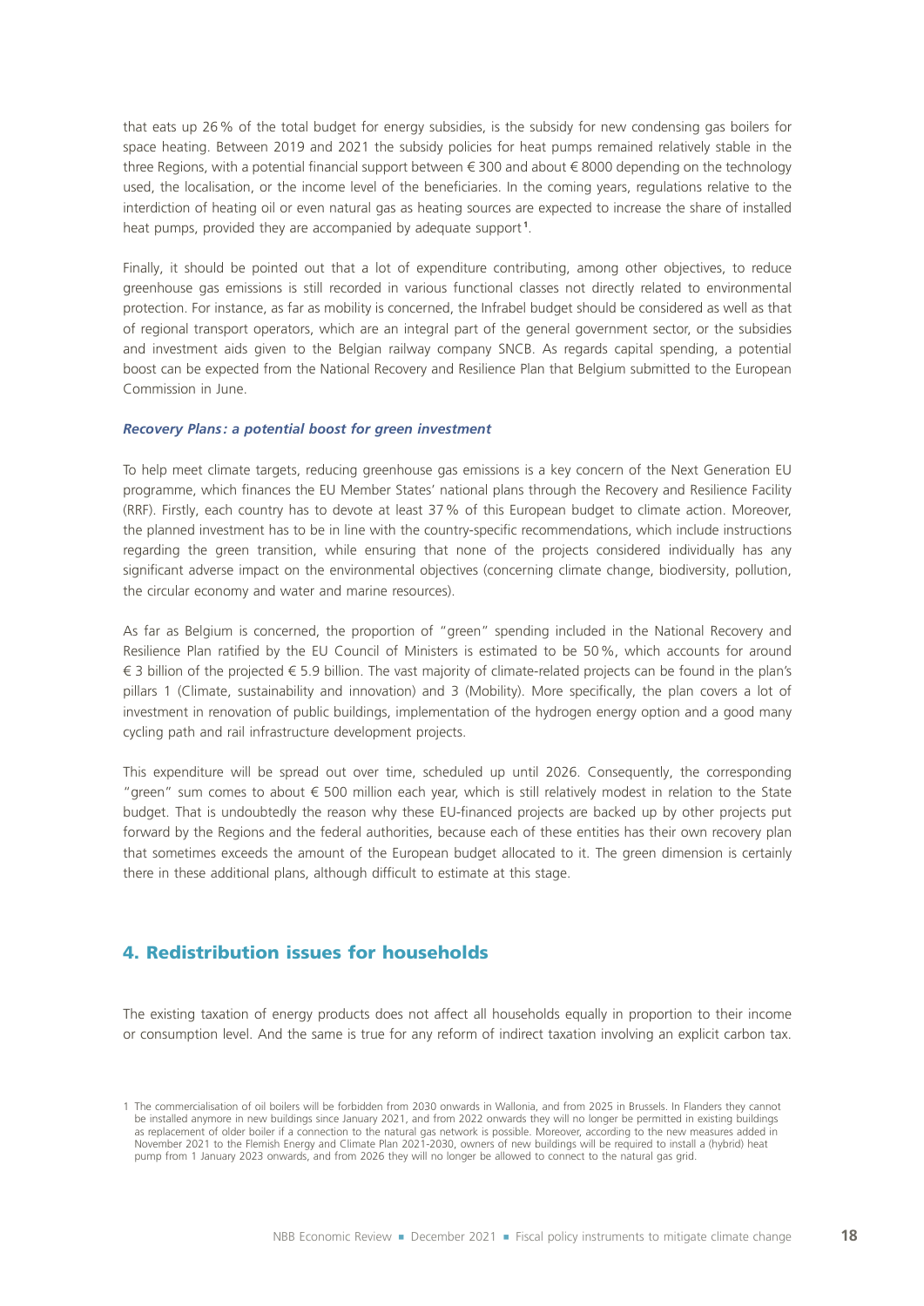that eats up 26 % of the total budget for energy subsidies, is the subsidy for new condensing gas boilers for space heating. Between 2019 and 2021 the subsidy policies for heat pumps remained relatively stable in the three Regions, with a potential financial support between € 300 and about € 8000 depending on the technology used, the localisation, or the income level of the beneficiaries. In the coming years, regulations relative to the interdiction of heating oil or even natural gas as heating sources are expected to increase the share of installed heat pumps, provided they are accompanied by adequate support[1].

Finally, it should be pointed out that a lot of expenditure contributing, among other objectives, to reduce greenhouse gas emissions is still recorded in various functional classes not directly related to environmental protection. For instance, as far as mobility is concerned, the Infrabel budget should be considered as well as that of regional transport operators, which are an integral part of the general government sector, or the subsidies and investment aids given to the Belgian railway company SNCB. As regards capital spending, a potential boost can be expected from the National Recovery and Resilience Plan that Belgium submitted to the European Commission in June.

***Recovery Plans: a potential boost for green investment***

To help meet climate targets, reducing greenhouse gas emissions is a key concern of the Next Generation EU programme, which finances the EU Member States' national plans through the Recovery and Resilience Facility (RRF). Firstly, each country has to devote at least 37 % of this European budget to climate action. Moreover, the planned investment has to be in line with the country-specific recommendations, which include instructions regarding the green transition, while ensuring that none of the projects considered individually has any significant adverse impact on the environmental objectives (concerning climate change, biodiversity, pollution, the circular economy and water and marine resources).

As far as Belgium is concerned, the proportion of "green" spending included in the National Recovery and Resilience Plan ratified by the EU Council of Ministers is estimated to be 50 %, which accounts for around € 3 billion of the projected € 5.9 billion. The vast majority of climate-related projects can be found in the plan's pillars 1 (Climate, sustainability and innovation) and 3 (Mobility). More specifically, the plan covers a lot of investment in renovation of public buildings, implementation of the hydrogen energy option and a good many cycling path and rail infrastructure development projects.

This expenditure will be spread out over time, scheduled up until 2026. Consequently, the corresponding "green" sum comes to about € 500 million each year, which is still relatively modest in relation to the State budget. That is undoubtedly the reason why these EU-financed projects are backed up by other projects put forward by the Regions and the federal authorities, because each of these entities has their own recovery plan that sometimes exceeds the amount of the European budget allocated to it. The green dimension is certainly there in these additional plans, although difficult to estimate at this stage.

## 4. Redistribution issues for households

The existing taxation of energy products does not affect all households equally in proportion to their income or consumption level. And the same is true for any reform of indirect taxation involving an explicit carbon tax.

[1] The commercialisation of oil boilers will be forbidden from 2030 onwards in Wallonia, and from 2025 in Brussels. In Flanders they cannot be installed anymore in new buildings since January 2021, and from 2022 onwards they will no longer be permitted in existing buildings as replacement of older boiler if a connection to the natural gas network is possible. Moreover, according to the new measures added in November 2021 to the Flemish Energy and Climate Plan 2021-2030, owners of new buildings will be required to install a (hybrid) heat pump from 1 January 2023 onwards, and from 2026 they will no longer be allowed to connect to the natural gas grid.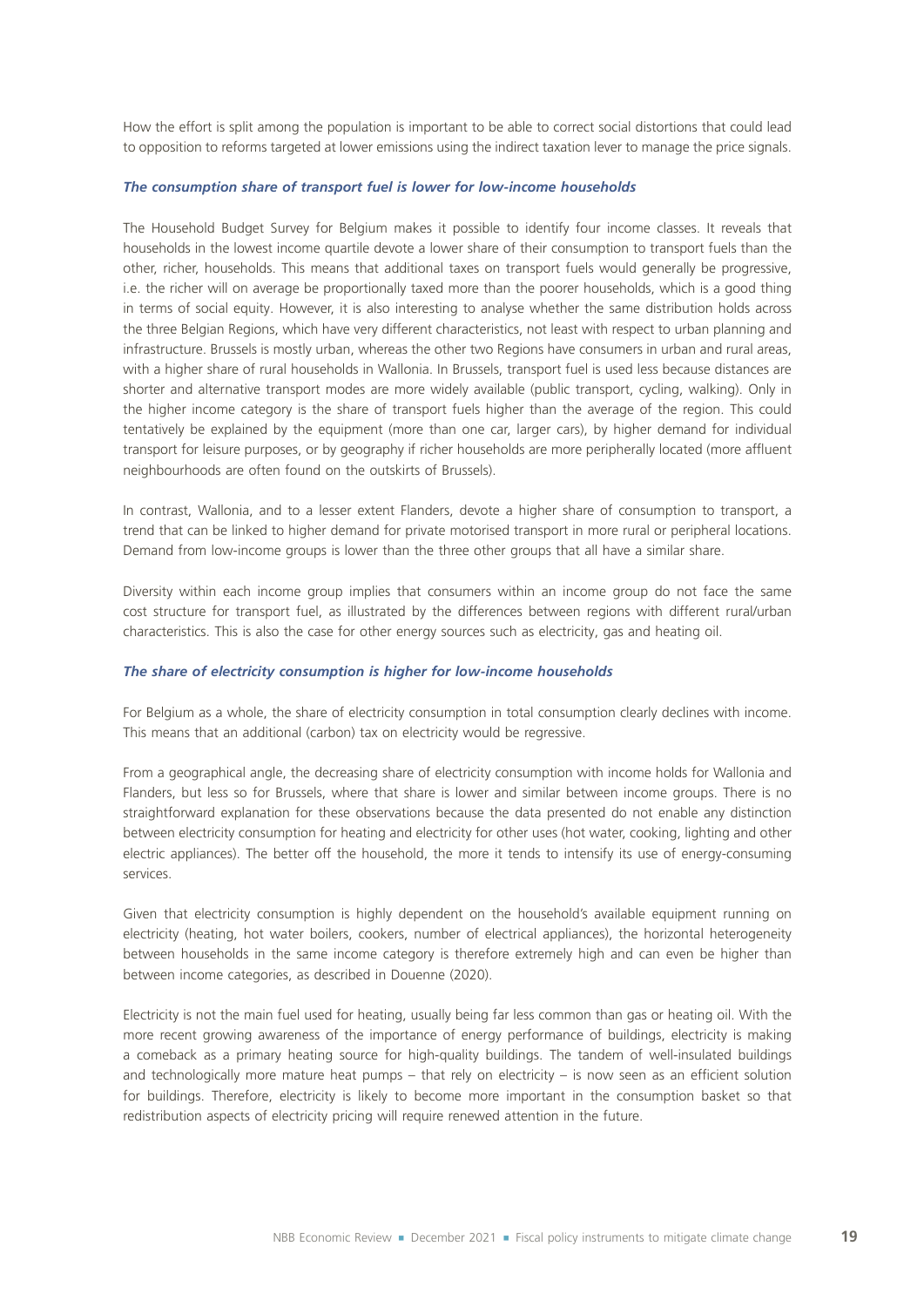How the effort is split among the population is important to be able to correct social distortions that could lead to opposition to reforms targeted at lower emissions using the indirect taxation lever to manage the price signals.

### *The consumption share of transport fuel is lower for low-income households*

The Household Budget Survey for Belgium makes it possible to identify four income classes. It reveals that households in the lowest income quartile devote a lower share of their consumption to transport fuels than the other, richer, households. This means that additional taxes on transport fuels would generally be progressive, i.e. the richer will on average be proportionally taxed more than the poorer households, which is a good thing in terms of social equity. However, it is also interesting to analyse whether the same distribution holds across the three Belgian Regions, which have very different characteristics, not least with respect to urban planning and infrastructure. Brussels is mostly urban, whereas the other two Regions have consumers in urban and rural areas, with a higher share of rural households in Wallonia. In Brussels, transport fuel is used less because distances are shorter and alternative transport modes are more widely available (public transport, cycling, walking). Only in the higher income category is the share of transport fuels higher than the average of the region. This could tentatively be explained by the equipment (more than one car, larger cars), by higher demand for individual transport for leisure purposes, or by geography if richer households are more peripherally located (more affluent neighbourhoods are often found on the outskirts of Brussels).

In contrast, Wallonia, and to a lesser extent Flanders, devote a higher share of consumption to transport, a trend that can be linked to higher demand for private motorised transport in more rural or peripheral locations. Demand from low-income groups is lower than the three other groups that all have a similar share.

Diversity within each income group implies that consumers within an income group do not face the same cost structure for transport fuel, as illustrated by the differences between regions with different rural/urban characteristics. This is also the case for other energy sources such as electricity, gas and heating oil.

### *The share of electricity consumption is higher for low-income households*

For Belgium as a whole, the share of electricity consumption in total consumption clearly declines with income. This means that an additional (carbon) tax on electricity would be regressive.

From a geographical angle, the decreasing share of electricity consumption with income holds for Wallonia and Flanders, but less so for Brussels, where that share is lower and similar between income groups. There is no straightforward explanation for these observations because the data presented do not enable any distinction between electricity consumption for heating and electricity for other uses (hot water, cooking, lighting and other electric appliances). The better off the household, the more it tends to intensify its use of energy-consuming services.

Given that electricity consumption is highly dependent on the household's available equipment running on electricity (heating, hot water boilers, cookers, number of electrical appliances), the horizontal heterogeneity between households in the same income category is therefore extremely high and can even be higher than between income categories, as described in Douenne (2020).

Electricity is not the main fuel used for heating, usually being far less common than gas or heating oil. With the more recent growing awareness of the importance of energy performance of buildings, electricity is making a comeback as a primary heating source for high-quality buildings. The tandem of well-insulated buildings and technologically more mature heat pumps – that rely on electricity – is now seen as an efficient solution for buildings. Therefore, electricity is likely to become more important in the consumption basket so that redistribution aspects of electricity pricing will require renewed attention in the future.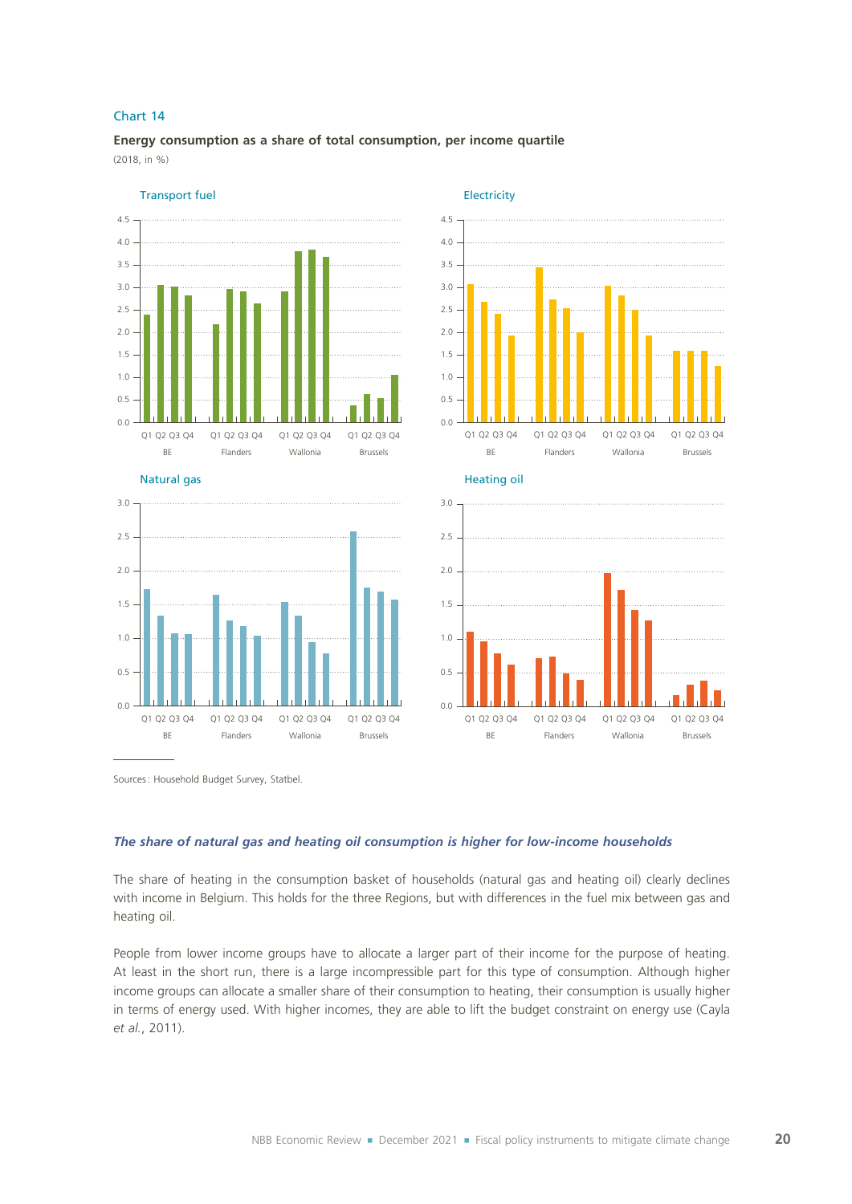Chart 14

**Energy consumption as a share of total consumption, per income quartile**

(2018, in %)

Sources: Household Budget Survey, Statbel.

### *The share of natural gas and heating oil consumption is higher for low-income households*

The share of heating in the consumption basket of households (natural gas and heating oil) clearly declines with income in Belgium. This holds for the three Regions, but with differences in the fuel mix between gas and heating oil.

People from lower income groups have to allocate a larger part of their income for the purpose of heating. At least in the short run, there is a large incompressible part for this type of consumption. Although higher income groups can allocate a smaller share of their consumption to heating, their consumption is usually higher in terms of energy used. With higher incomes, they are able to lift the budget constraint on energy use (Cayla *et al.*, 2011).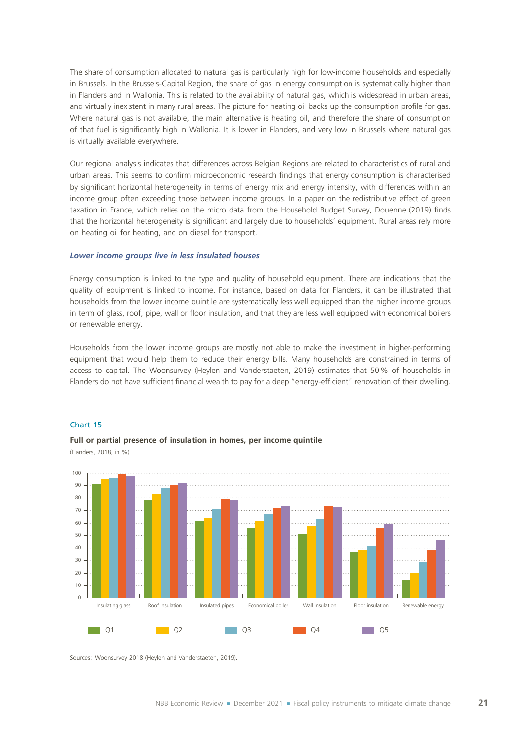The share of consumption allocated to natural gas is particularly high for low-income households and especially in Brussels. In the Brussels-Capital Region, the share of gas in energy consumption is systematically higher than in Flanders and in Wallonia. This is related to the availability of natural gas, which is widespread in urban areas, and virtually inexistent in many rural areas. The picture for heating oil backs up the consumption profile for gas. Where natural gas is not available, the main alternative is heating oil, and therefore the share of consumption of that fuel is significantly high in Wallonia. It is lower in Flanders, and very low in Brussels where natural gas is virtually available everywhere.

Our regional analysis indicates that differences across Belgian Regions are related to characteristics of rural and urban areas. This seems to confirm microeconomic research findings that energy consumption is characterised by significant horizontal heterogeneity in terms of energy mix and energy intensity, with differences within an income group often exceeding those between income groups. In a paper on the redistributive effect of green taxation in France, which relies on the micro data from the Household Budget Survey, Douenne (2019) finds that the horizontal heterogeneity is significant and largely due to households' equipment. Rural areas rely more on heating oil for heating, and on diesel for transport.

### *Lower income groups live in less insulated houses*

Energy consumption is linked to the type and quality of household equipment. There are indications that the quality of equipment is linked to income. For instance, based on data for Flanders, it can be illustrated that households from the lower income quintile are systematically less well equipped than the higher income groups in term of glass, roof, pipe, wall or floor insulation, and that they are less well equipped with economical boilers or renewable energy.

Households from the lower income groups are mostly not able to make the investment in higher-performing equipment that would help them to reduce their energy bills. Many households are constrained in terms of access to capital. The Woonsurvey (Heylen and Vanderstaeten, 2019) estimates that 50 % of households in Flanders do not have sufficient financial wealth to pay for a deep "energy-efficient" renovation of their dwelling.

Chart 15

**Full or partial presence of insulation in homes, per income quintile**

(Flanders, 2018, in %)

| | Q1 | Q2 | Q3 | Q4 | Q5 |
|---|---|---|---|---|---|
| Insulating glass | 91 | 95 | 96 | 99 | 98 |
| Roof insulation | 78 | 83 | 88 | 90 | 92 |
| Insulated pipes | 62 | 64 | 71 | 79 | 78 |
| Economical boiler | 56 | 62 | 67 | 72 | 74 |
| Wall insulation | 51 | 58 | 63 | 74 | 73 |
| Floor insulation | 37 | 38 | 42 | 56 | 59 |
| Renewable energy | 15 | 20 | 29 | 38 | 46 |

Sources: Woonsurvey 2018 (Heylen and Vanderstaeten, 2019).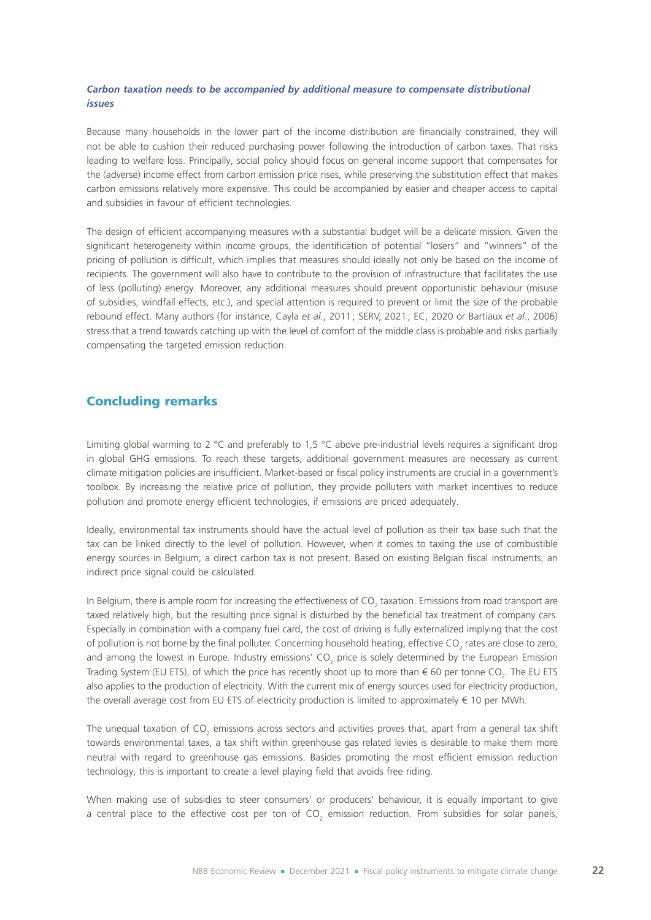***Carbon taxation needs to be accompanied by additional measure to compensate distributional issues***

Because many households in the lower part of the income distribution are financially constrained, they will not be able to cushion their reduced purchasing power following the introduction of carbon taxes. That risks leading to welfare loss. Principally, social policy should focus on general income support that compensates for the (adverse) income effect from carbon emission price rises, while preserving the substitution effect that makes carbon emissions relatively more expensive. This could be accompanied by easier and cheaper access to capital and subsidies in favour of efficient technologies.

The design of efficient accompanying measures with a substantial budget will be a delicate mission. Given the significant heterogeneity within income groups, the identification of potential "losers" and "winners" of the pricing of pollution is difficult, which implies that measures should ideally not only be based on the income of recipients. The government will also have to contribute to the provision of infrastructure that facilitates the use of less (polluting) energy. Moreover, any additional measures should prevent opportunistic behaviour (misuse of subsidies, windfall effects, etc.), and special attention is required to prevent or limit the size of the probable rebound effect. Many authors (for instance, Cayla *et al.*, 2011 ; SERV, 2021 ; EC, 2020 or Bartiaux *et al.*, 2006) stress that a trend towards catching up with the level of comfort of the middle class is probable and risks partially compensating the targeted emission reduction.

## Concluding remarks

Limiting global warming to 2 °C and preferably to 1,5 °C above pre-industrial levels requires a significant drop in global GHG emissions. To reach these targets, additional government measures are necessary as current climate mitigation policies are insufficient. Market-based or fiscal policy instruments are crucial in a government's toolbox. By increasing the relative price of pollution, they provide polluters with market incentives to reduce pollution and promote energy efficient technologies, if emissions are priced adequately.

Ideally, environmental tax instruments should have the actual level of pollution as their tax base such that the tax can be linked directly to the level of pollution. However, when it comes to taxing the use of combustible energy sources in Belgium, a direct carbon tax is not present. Based on existing Belgian fiscal instruments, an indirect price signal could be calculated.

In Belgium, there is ample room for increasing the effectiveness of $CO_2$ taxation. Emissions from road transport are taxed relatively high, but the resulting price signal is disturbed by the beneficial tax treatment of company cars. Especially in combination with a company fuel card, the cost of driving is fully externalized implying that the cost of pollution is not borne by the final polluter. Concerning household heating, effective $CO_2$ rates are close to zero, and among the lowest in Europe. Industry emissions' $CO_2$ price is solely determined by the European Emission Trading System (EU ETS), of which the price has recently shoot up to more than € 60 per tonne $CO_2$. The EU ETS also applies to the production of electricity. With the current mix of energy sources used for electricity production, the overall average cost from EU ETS of electricity production is limited to approximately € 10 per MWh.

The unequal taxation of $CO_2$ emissions across sectors and activities proves that, apart from a general tax shift towards environmental taxes, a tax shift within greenhouse gas related levies is desirable to make them more neutral with regard to greenhouse gas emissions. Basides promoting the most efficient emission reduction technology, this is important to create a level playing field that avoids free riding.

When making use of subsidies to steer consumers' or producers' behaviour, it is equally important to give a central place to the effective cost per ton of $CO_2$ emission reduction. From subsidies for solar panels,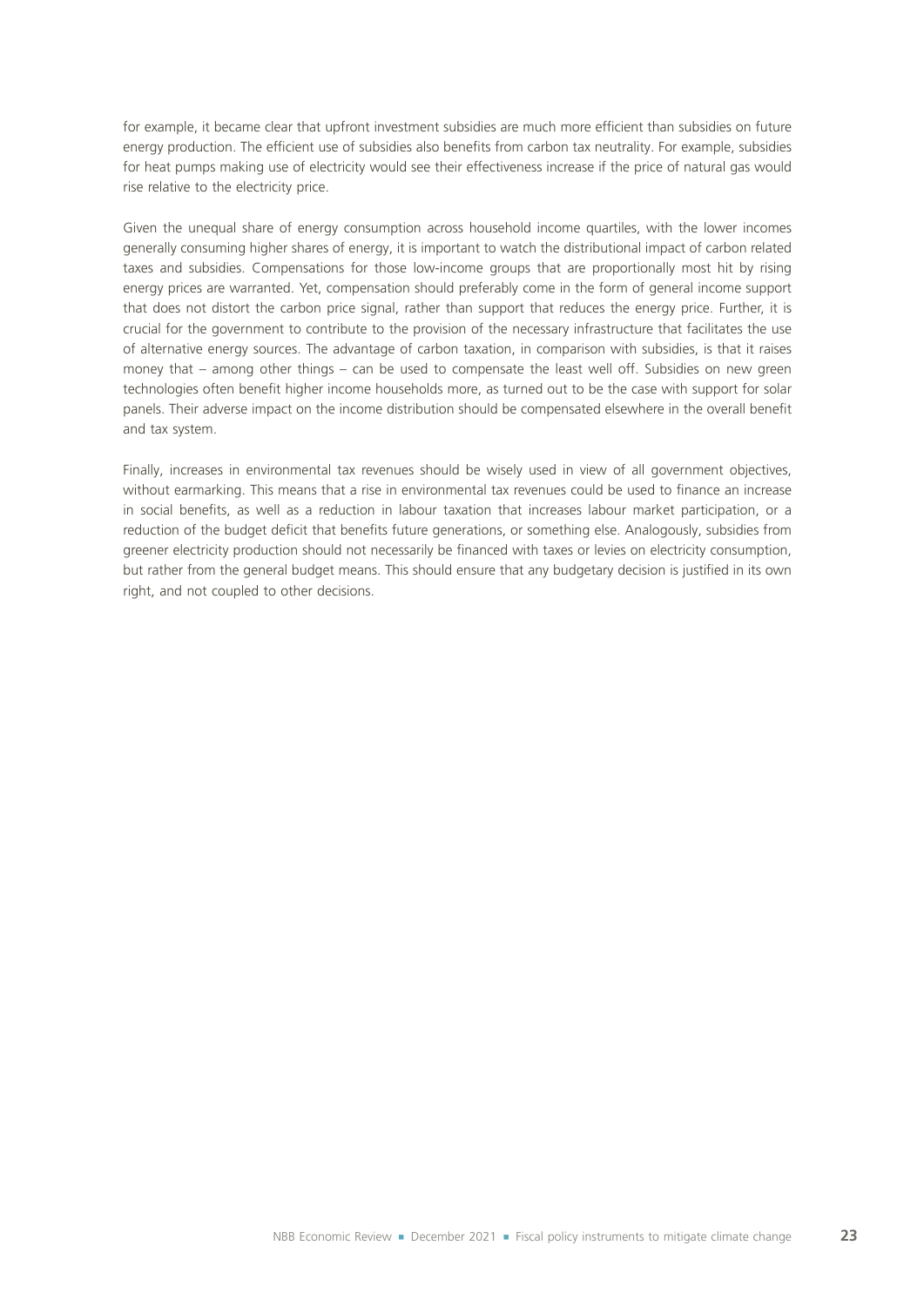for example, it became clear that upfront investment subsidies are much more efficient than subsidies on future energy production. The efficient use of subsidies also benefits from carbon tax neutrality. For example, subsidies for heat pumps making use of electricity would see their effectiveness increase if the price of natural gas would rise relative to the electricity price.

Given the unequal share of energy consumption across household income quartiles, with the lower incomes generally consuming higher shares of energy, it is important to watch the distributional impact of carbon related taxes and subsidies. Compensations for those low-income groups that are proportionally most hit by rising energy prices are warranted. Yet, compensation should preferably come in the form of general income support that does not distort the carbon price signal, rather than support that reduces the energy price. Further, it is crucial for the government to contribute to the provision of the necessary infrastructure that facilitates the use of alternative energy sources. The advantage of carbon taxation, in comparison with subsidies, is that it raises money that – among other things – can be used to compensate the least well off. Subsidies on new green technologies often benefit higher income households more, as turned out to be the case with support for solar panels. Their adverse impact on the income distribution should be compensated elsewhere in the overall benefit and tax system.

Finally, increases in environmental tax revenues should be wisely used in view of all government objectives, without earmarking. This means that a rise in environmental tax revenues could be used to finance an increase in social benefits, as well as a reduction in labour taxation that increases labour market participation, or a reduction of the budget deficit that benefits future generations, or something else. Analogously, subsidies from greener electricity production should not necessarily be financed with taxes or levies on electricity consumption, but rather from the general budget means. This should ensure that any budgetary decision is justified in its own right, and not coupled to other decisions.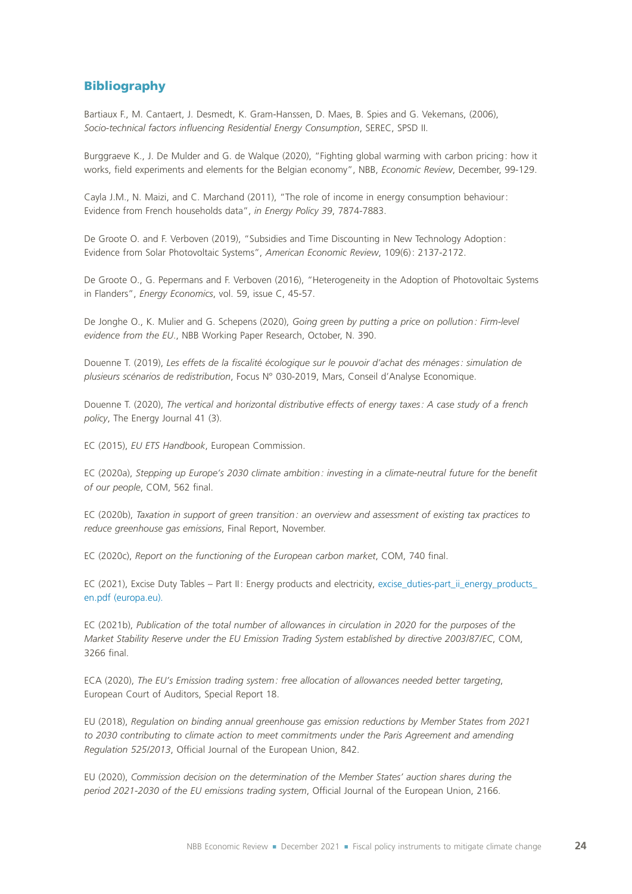## Bibliography

Bartiaux F., M. Cantaert, J. Desmedt, K. Gram-Hanssen, D. Maes, B. Spies and G. Vekemans, (2006), *Socio-technical factors influencing Residential Energy Consumption*, SEREC, SPSD II.

Burggraeve K., J. De Mulder and G. de Walque (2020), "Fighting global warming with carbon pricing: how it works, field experiments and elements for the Belgian economy", NBB, *Economic Review*, December, 99-129.

Cayla J.M., N. Maizi, and C. Marchand (2011), "The role of income in energy consumption behaviour: Evidence from French households data", *in Energy Policy 39*, 7874-7883.

De Groote O. and F. Verboven (2019), "Subsidies and Time Discounting in New Technology Adoption: Evidence from Solar Photovoltaic Systems", *American Economic Review*, 109(6): 2137-2172.

De Groote O., G. Pepermans and F. Verboven (2016), "Heterogeneity in the Adoption of Photovoltaic Systems in Flanders", *Energy Economics*, vol. 59, issue C, 45-57.

De Jonghe O., K. Mulier and G. Schepens (2020), *Going green by putting a price on pollution: Firm-level evidence from the EU.*, NBB Working Paper Research, October, N. 390.

Douenne T. (2019), *Les effets de la fiscalité écologique sur le pouvoir d'achat des ménages: simulation de plusieurs scénarios de redistribution*, Focus N° 030-2019, Mars, Conseil d'Analyse Economique.

Douenne T. (2020), *The vertical and horizontal distributive effects of energy taxes: A case study of a french policy*, The Energy Journal 41 (3).

EC (2015), *EU ETS Handbook*, European Commission.

EC (2020a), *Stepping up Europe's 2030 climate ambition: investing in a climate-neutral future for the benefit of our people*, COM, 562 final.

EC (2020b), *Taxation in support of green transition: an overview and assessment of existing tax practices to reduce greenhouse gas emissions*, Final Report, November.

EC (2020c), *Report on the functioning of the European carbon market*, COM, 740 final.

EC (2021), Excise Duty Tables – Part II: Energy products and electricity, excise_duties-part_ii_energy_products_en.pdf (europa.eu).

EC (2021b), *Publication of the total number of allowances in circulation in 2020 for the purposes of the Market Stability Reserve under the EU Emission Trading System established by directive 2003/87/EC*, COM, 3266 final.

ECA (2020), *The EU's Emission trading system: free allocation of allowances needed better targeting*, European Court of Auditors, Special Report 18.

EU (2018), *Regulation on binding annual greenhouse gas emission reductions by Member States from 2021 to 2030 contributing to climate action to meet commitments under the Paris Agreement and amending Regulation 525/2013*, Official Journal of the European Union, 842.

EU (2020), *Commission decision on the determination of the Member States' auction shares during the period 2021-2030 of the EU emissions trading system*, Official Journal of the European Union, 2166.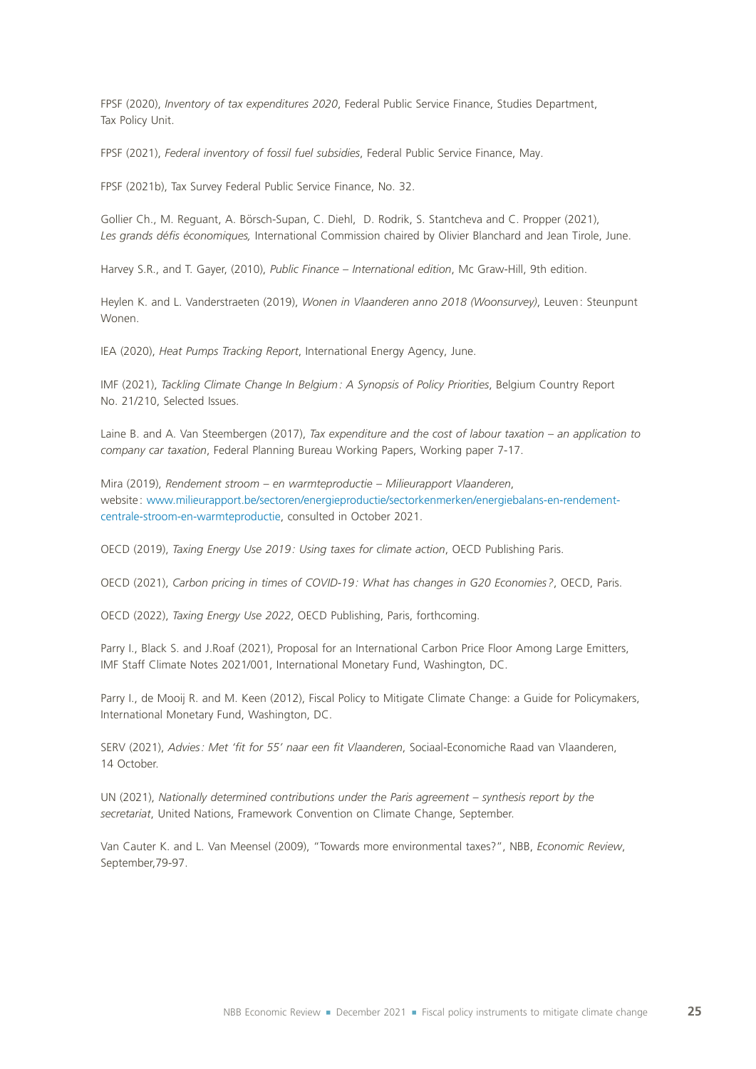FPSF (2020), *Inventory of tax expenditures 2020*, Federal Public Service Finance, Studies Department, Tax Policy Unit.

FPSF (2021), *Federal inventory of fossil fuel subsidies*, Federal Public Service Finance, May.

FPSF (2021b), Tax Survey Federal Public Service Finance, No. 32.

Gollier Ch., M. Reguant, A. Börsch-Supan, C. Diehl, D. Rodrik, S. Stantcheva and C. Propper (2021), *Les grands défis économiques,* International Commission chaired by Olivier Blanchard and Jean Tirole, June.

Harvey S.R., and T. Gayer, (2010), *Public Finance – International edition*, Mc Graw-Hill, 9th edition.

Heylen K. and L. Vanderstraeten (2019), *Wonen in Vlaanderen anno 2018 (Woonsurvey)*, Leuven: Steunpunt Wonen.

IEA (2020), *Heat Pumps Tracking Report*, International Energy Agency, June.

IMF (2021), *Tackling Climate Change In Belgium: A Synopsis of Policy Priorities*, Belgium Country Report No. 21/210, Selected Issues.

Laine B. and A. Van Steembergen (2017), *Tax expenditure and the cost of labour taxation – an application to company car taxation*, Federal Planning Bureau Working Papers, Working paper 7-17.

Mira (2019), *Rendement stroom – en warmteproductie – Milieurapport Vlaanderen*, website: www.milieurapport.be/sectoren/energieproductie/sectorkenmerken/energiebalans-en-rendement-centrale-stroom-en-warmteproductie, consulted in October 2021.

OECD (2019), *Taxing Energy Use 2019: Using taxes for climate action*, OECD Publishing Paris.

OECD (2021), *Carbon pricing in times of COVID-19: What has changes in G20 Economies?*, OECD, Paris.

OECD (2022), *Taxing Energy Use 2022*, OECD Publishing, Paris, forthcoming.

Parry I., Black S. and J.Roaf (2021), Proposal for an International Carbon Price Floor Among Large Emitters, IMF Staff Climate Notes 2021/001, International Monetary Fund, Washington, DC.

Parry I., de Mooij R. and M. Keen (2012), Fiscal Policy to Mitigate Climate Change: a Guide for Policymakers, International Monetary Fund, Washington, DC.

SERV (2021), *Advies: Met 'fit for 55' naar een fit Vlaanderen*, Sociaal-Economiche Raad van Vlaanderen, 14 October.

UN (2021), *Nationally determined contributions under the Paris agreement – synthesis report by the secretariat*, United Nations, Framework Convention on Climate Change, September.

Van Cauter K. and L. Van Meensel (2009), "Towards more environmental taxes?", NBB, *Economic Review*, September,79-97.